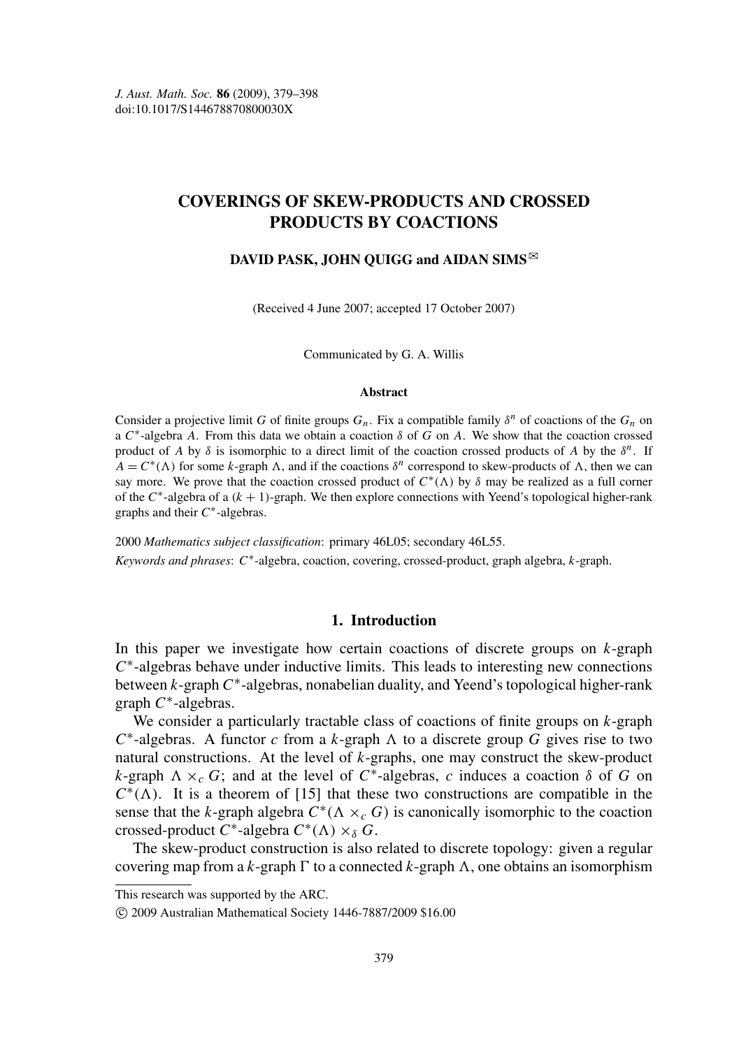# COVERINGS OF SKEW-PRODUCTS AND CROSSED PRODUCTS BY COACTIONS

**DAVID PASK, JOHN QUIGG and AIDAN SIMS**✉

(Received 4 June 2007; accepted 17 October 2007)

Communicated by G. A. Willis

#### Abstract

Consider a projective limit $G$ of finite groups $G_n$. Fix a compatible family $\delta^n$ of coactions of the $G_n$ on a $C^*$-algebra $A$. From this data we obtain a coaction $\delta$ of $G$ on $A$. We show that the coaction crossed product of $A$ by $\delta$ is isomorphic to a direct limit of the coaction crossed products of $A$ by the $\delta^n$. If $A = C^*(\Lambda)$ for some $k$-graph $\Lambda$, and if the coactions $\delta^n$ correspond to skew-products of $\Lambda$, then we can say more. We prove that the coaction crossed product of $C^*(\Lambda)$ by $\delta$ may be realized as a full corner of the $C^*$-algebra of a $(k+1)$-graph. We then explore connections with Yeend's topological higher-rank graphs and their $C^*$-algebras.

2000 *Mathematics subject classification*: primary 46L05; secondary 46L55.

*Keywords and phrases*: $C^*$-algebra, coaction, covering, crossed-product, graph algebra, $k$-graph.

## 1. Introduction

In this paper we investigate how certain coactions of discrete groups on $k$-graph $C^*$-algebras behave under inductive limits. This leads to interesting new connections between $k$-graph $C^*$-algebras, nonabelian duality, and Yeend's topological higher-rank graph $C^*$-algebras.

We consider a particularly tractable class of coactions of finite groups on $k$-graph $C^*$-algebras. A functor $c$ from a $k$-graph $\Lambda$ to a discrete group $G$ gives rise to two natural constructions. At the level of $k$-graphs, one may construct the skew-product $k$-graph $\Lambda \times_c G$; and at the level of $C^*$-algebras, $c$ induces a coaction $\delta$ of $G$ on $C^*(\Lambda)$. It is a theorem of [15] that these two constructions are compatible in the sense that the $k$-graph algebra $C^*(\Lambda \times_c G)$ is canonically isomorphic to the coaction crossed-product $C^*$-algebra $C^*(\Lambda) \times_\delta G$.

The skew-product construction is also related to discrete topology: given a regular covering map from a $k$-graph $\Gamma$ to a connected $k$-graph $\Lambda$, one obtains an isomorphism

---

This research was supported by the ARC.

© 2009 Australian Mathematical Society 1446-7887/2009 \$16.00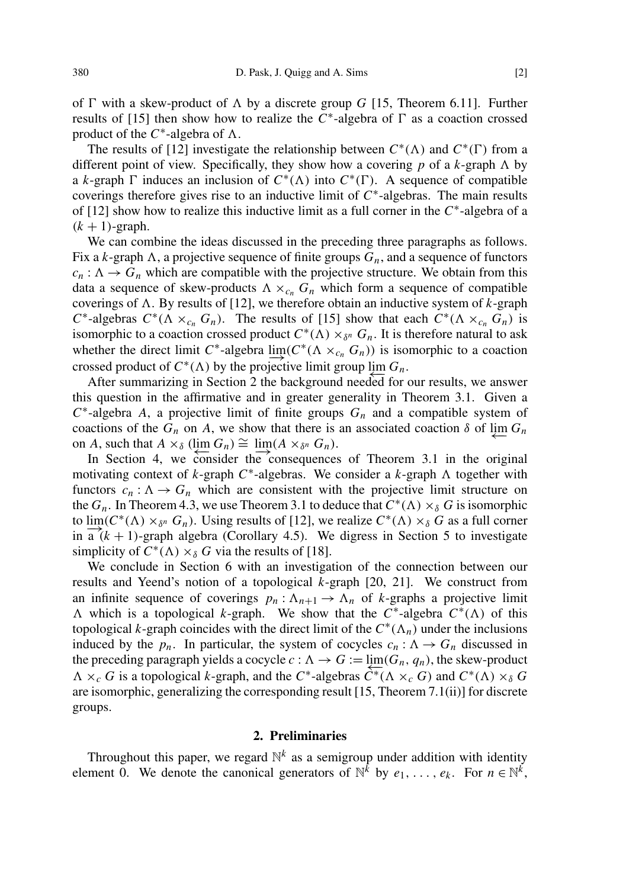of $\Gamma$ with a skew-product of $\Lambda$ by a discrete group $G$ [15, Theorem 6.11]. Further results of [15] then show how to realize the $C^*$-algebra of $\Gamma$ as a coaction crossed product of the $C^*$-algebra of $\Lambda$.

The results of [12] investigate the relationship between $C^*(\Lambda)$ and $C^*(\Gamma)$ from a different point of view. Specifically, they show how a covering $p$ of a $k$-graph $\Lambda$ by a $k$-graph $\Gamma$ induces an inclusion of $C^*(\Lambda)$ into $C^*(\Gamma)$. A sequence of compatible coverings therefore gives rise to an inductive limit of $C^*$-algebras. The main results of [12] show how to realize this inductive limit as a full corner in the $C^*$-algebra of a $(k+1)$-graph.

We can combine the ideas discussed in the preceding three paragraphs as follows. Fix a $k$-graph $\Lambda$, a projective sequence of finite groups $G_n$, and a sequence of functors $c_n : \Lambda \to G_n$ which are compatible with the projective structure. We obtain from this data a sequence of skew-products $\Lambda \times_{c_n} G_n$ which form a sequence of compatible coverings of $\Lambda$. By results of [12], we therefore obtain an inductive system of $k$-graph $C^*$-algebras $C^*(\Lambda \times_{c_n} G_n)$. The results of [15] show that each $C^*(\Lambda \times_{c_n} G_n)$ is isomorphic to a coaction crossed product $C^*(\Lambda) \times_{\delta^n} G_n$. It is therefore natural to ask whether the direct limit $C^*$-algebra $\varinjlim(C^*(\Lambda \times_{c_n} G_n))$ is isomorphic to a coaction crossed product of $C^*(\Lambda)$ by the projective limit group $\varprojlim G_n$.

After summarizing in Section 2 the background needed for our results, we answer this question in the affirmative and in greater generality in Theorem 3.1. Given a $C^*$-algebra $A$, a projective limit of finite groups $G_n$ and a compatible system of coactions of the $G_n$ on $A$, we show that there is an associated coaction $\delta$ of $\varprojlim G_n$ on $A$, such that $A \times_\delta (\varprojlim G_n) \cong \varinjlim(A \times_{\delta^n} G_n)$.

In Section 4, we consider the consequences of Theorem 3.1 in the original motivating context of $k$-graph $C^*$-algebras. We consider a $k$-graph $\Lambda$ together with functors $c_n : \Lambda \to G_n$ which are consistent with the projective limit structure on the $G_n$. In Theorem 4.3, we use Theorem 3.1 to deduce that $C^*(\Lambda) \times_\delta G$ is isomorphic to $\varinjlim(C^*(\Lambda) \times_{\delta^n} G_n)$. Using results of [12], we realize $C^*(\Lambda) \times_\delta G$ as a full corner in a $(k+1)$-graph algebra (Corollary 4.5). We digress in Section 5 to investigate simplicity of $C^*(\Lambda) \times_\delta G$ via the results of [18].

We conclude in Section 6 with an investigation of the connection between our results and Yeend's notion of a topological $k$-graph [20, 21]. We construct from an infinite sequence of coverings $p_n : \Lambda_{n+1} \to \Lambda_n$ of $k$-graphs a projective limit $\Lambda$ which is a topological $k$-graph. We show that the $C^*$-algebra $C^*(\Lambda)$ of this topological $k$-graph coincides with the direct limit of the $C^*(\Lambda_n)$ under the inclusions induced by the $p_n$. In particular, the system of cocycles $c_n : \Lambda \to G_n$ discussed in the preceding paragraph yields a cocycle $c : \Lambda \to G := \varprojlim(G_n, q_n)$, the skew-product $\Lambda \times_c G$ is a topological $k$-graph, and the $C^*$-algebras $C^*(\Lambda \times_c G)$ and $C^*(\Lambda) \times_\delta G$ are isomorphic, generalizing the corresponding result [15, Theorem 7.1(ii)] for discrete groups.

## 2. Preliminaries

Throughout this paper, we regard $\mathbb{N}^k$ as a semigroup under addition with identity element 0. We denote the canonical generators of $\mathbb{N}^k$ by $e_1, \ldots, e_k$. For $n \in \mathbb{N}^k$,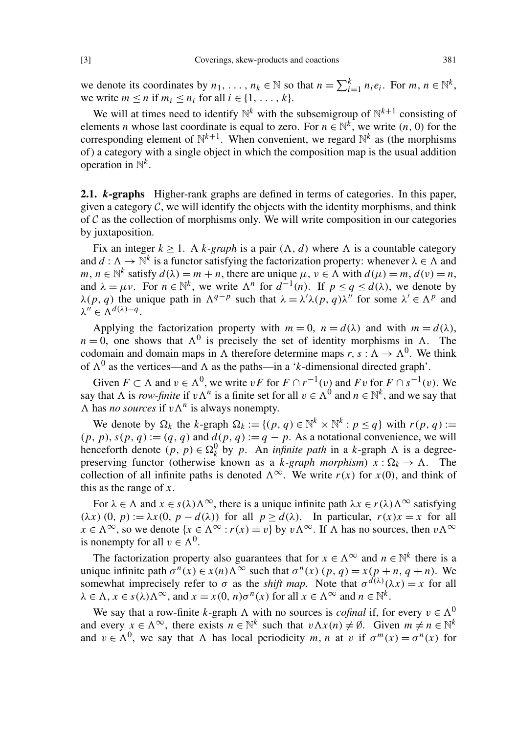we denote its coordinates by $n_1, \ldots, n_k \in \mathbb{N}$ so that $n = \sum_{i=1}^k n_i e_i$. For $m, n \in \mathbb{N}^k$, we write $m \le n$ if $m_i \le n_i$ for all $i \in \{1, \ldots, k\}$.

We will at times need to identify $\mathbb{N}^k$ with the subsemigroup of $\mathbb{N}^{k+1}$ consisting of elements $n$ whose last coordinate is equal to zero. For $n \in \mathbb{N}^k$, we write $(n, 0)$ for the corresponding element of $\mathbb{N}^{k+1}$. When convenient, we regard $\mathbb{N}^k$ as (the morphisms of) a category with a single object in which the composition map is the usual addition operation in $\mathbb{N}^k$.

**2.1. *k*-graphs** Higher-rank graphs are defined in terms of categories. In this paper, given a category $\mathcal{C}$, we will identify the objects with the identity morphisms, and think of $\mathcal{C}$ as the collection of morphisms only. We will write composition in our categories by juxtaposition.

Fix an integer $k \ge 1$. A *k-graph* is a pair $(\Lambda, d)$ where $\Lambda$ is a countable category and $d : \Lambda \to \mathbb{N}^k$ is a functor satisfying the factorization property: whenever $\lambda \in \Lambda$ and $m, n \in \mathbb{N}^k$ satisfy $d(\lambda) = m + n$, there are unique $\mu, \nu \in \Lambda$ with $d(\mu) = m$, $d(\nu) = n$, and $\lambda = \mu\nu$. For $n \in \mathbb{N}^k$, we write $\Lambda^n$ for $d^{-1}(n)$. If $p \le q \le d(\lambda)$, we denote by $\lambda(p, q)$ the unique path in $\Lambda^{q-p}$ such that $\lambda = \lambda'\lambda(p, q)\lambda''$ for some $\lambda' \in \Lambda^p$ and $\lambda'' \in \Lambda^{d(\lambda)-q}$.

Applying the factorization property with $m = 0$, $n = d(\lambda)$ and with $m = d(\lambda)$, $n = 0$, one shows that $\Lambda^0$ is precisely the set of identity morphisms in $\Lambda$. The codomain and domain maps in $\Lambda$ therefore determine maps $r, s : \Lambda \to \Lambda^0$. We think of $\Lambda^0$ as the vertices—and $\Lambda$ as the paths—in a '$k$-dimensional directed graph'.

Given $F \subset \Lambda$ and $v \in \Lambda^0$, we write $vF$ for $F \cap r^{-1}(v)$ and $Fv$ for $F \cap s^{-1}(v)$. We say that $\Lambda$ is *row-finite* if $v\Lambda^n$ is a finite set for all $v \in \Lambda^0$ and $n \in \mathbb{N}^k$, and we say that $\Lambda$ has *no sources* if $v\Lambda^n$ is always nonempty.

We denote by $\Omega_k$ the $k$-graph $\Omega_k := \{(p, q) \in \mathbb{N}^k \times \mathbb{N}^k : p \le q\}$ with $r(p, q) := (p, p)$, $s(p, q) := (q, q)$ and $d(p, q) := q - p$. As a notational convenience, we will henceforth denote $(p, p) \in \Omega_k^0$ by $p$. An *infinite path* in a $k$-graph $\Lambda$ is a degree-preserving functor (otherwise known as a *k-graph morphism*) $x : \Omega_k \to \Lambda$. The collection of all infinite paths is denoted $\Lambda^\infty$. We write $r(x)$ for $x(0)$, and think of this as the range of $x$.

For $\lambda \in \Lambda$ and $x \in s(\lambda)\Lambda^\infty$, there is a unique infinite path $\lambda x \in r(\lambda)\Lambda^\infty$ satisfying $(\lambda x)\,(0, p) := \lambda x(0, p - d(\lambda))$ for all $p \ge d(\lambda)$. In particular, $r(x)x = x$ for all $x \in \Lambda^\infty$, so we denote $\{x \in \Lambda^\infty : r(x) = v\}$ by $v\Lambda^\infty$. If $\Lambda$ has no sources, then $v\Lambda^\infty$ is nonempty for all $v \in \Lambda^0$.

The factorization property also guarantees that for $x \in \Lambda^\infty$ and $n \in \mathbb{N}^k$ there is a unique infinite path $\sigma^n(x) \in x(n)\Lambda^\infty$ such that $\sigma^n(x)\,(p, q) = x(p + n, q + n)$. We somewhat imprecisely refer to $\sigma$ as the *shift map*. Note that $\sigma^{d(\lambda)}(\lambda x) = x$ for all $\lambda \in \Lambda$, $x \in s(\lambda)\Lambda^\infty$, and $x = x(0, n)\sigma^n(x)$ for all $x \in \Lambda^\infty$ and $n \in \mathbb{N}^k$.

We say that a row-finite $k$-graph $\Lambda$ with no sources is *cofinal* if, for every $v \in \Lambda^0$ and every $x \in \Lambda^\infty$, there exists $n \in \mathbb{N}^k$ such that $v\Lambda x(n) \neq \emptyset$. Given $m \neq n \in \mathbb{N}^k$ and $v \in \Lambda^0$, we say that $\Lambda$ has local periodicity $m, n$ at $v$ if $\sigma^m(x) = \sigma^n(x)$ for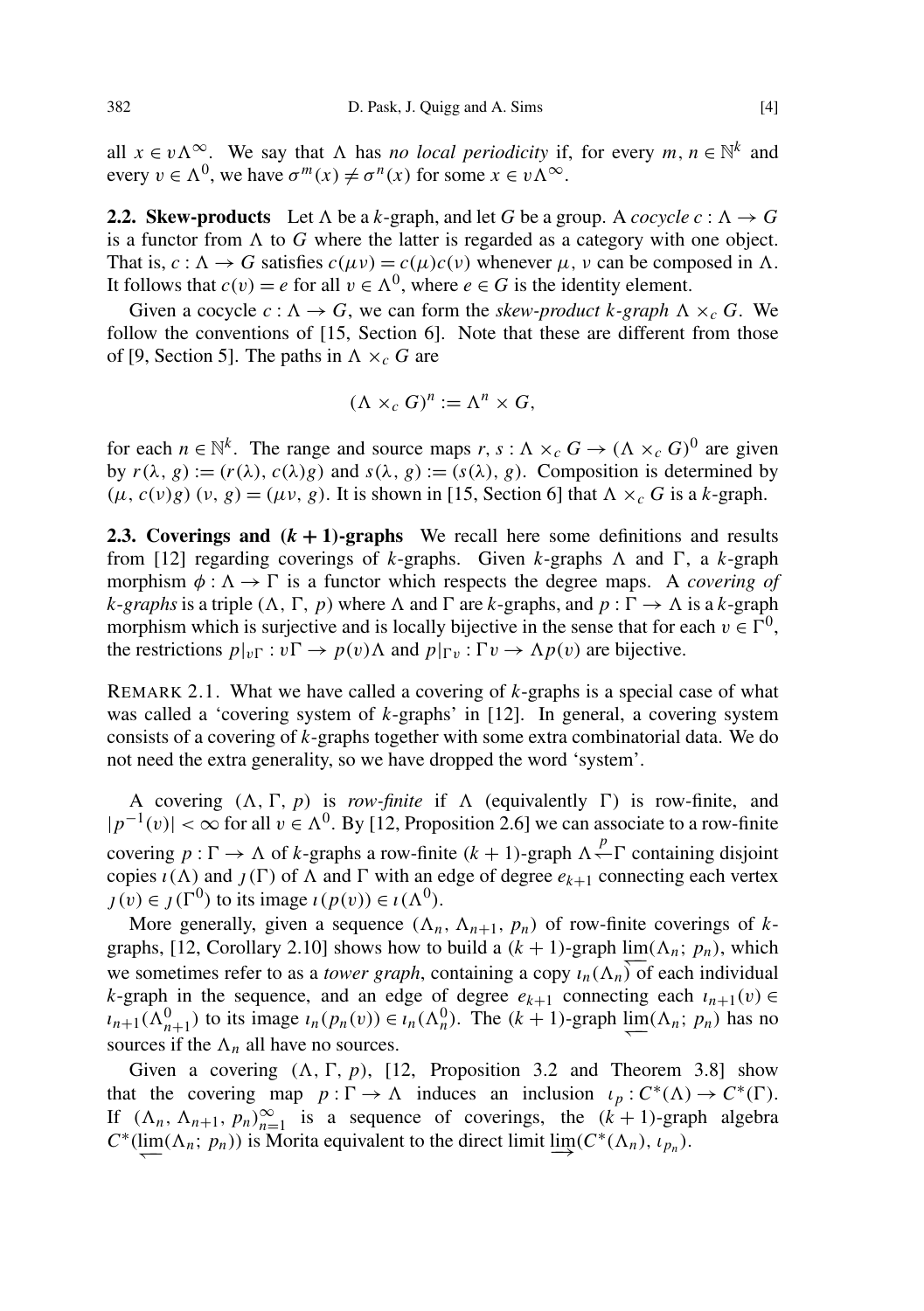all $x \in v\Lambda^\infty$. We say that $\Lambda$ has *no local periodicity* if, for every $m, n \in \mathbb{N}^k$ and every $v \in \Lambda^0$, we have $\sigma^m(x) \neq \sigma^n(x)$ for some $x \in v\Lambda^\infty$.

**2.2. Skew-products** Let $\Lambda$ be a $k$-graph, and let $G$ be a group. A *cocycle* $c : \Lambda \to G$ is a functor from $\Lambda$ to $G$ where the latter is regarded as a category with one object. That is, $c : \Lambda \to G$ satisfies $c(\mu\nu) = c(\mu)c(\nu)$ whenever $\mu$, $\nu$ can be composed in $\Lambda$. It follows that $c(v) = e$ for all $v \in \Lambda^0$, where $e \in G$ is the identity element.

Given a cocycle $c : \Lambda \to G$, we can form the *skew-product $k$-graph* $\Lambda \times_c G$. We follow the conventions of [15, Section 6]. Note that these are different from those of [9, Section 5]. The paths in $\Lambda \times_c G$ are

$$(\Lambda \times_c G)^n := \Lambda^n \times G,$$

for each $n \in \mathbb{N}^k$. The range and source maps $r, s : \Lambda \times_c G \to (\Lambda \times_c G)^0$ are given by $r(\lambda, g) := (r(\lambda), c(\lambda)g)$ and $s(\lambda, g) := (s(\lambda), g)$. Composition is determined by $(\mu, c(\nu)g)\,(\nu, g) = (\mu\nu, g)$. It is shown in [15, Section 6] that $\Lambda \times_c G$ is a $k$-graph.

**2.3. Coverings and $(k+1)$-graphs** We recall here some definitions and results from [12] regarding coverings of $k$-graphs. Given $k$-graphs $\Lambda$ and $\Gamma$, a $k$-graph morphism $\phi : \Lambda \to \Gamma$ is a functor which respects the degree maps. A *covering of $k$-graphs* is a triple $(\Lambda, \Gamma, p)$ where $\Lambda$ and $\Gamma$ are $k$-graphs, and $p : \Gamma \to \Lambda$ is a $k$-graph morphism which is surjective and is locally bijective in the sense that for each $v \in \Gamma^0$, the restrictions $p|_{v\Gamma} : v\Gamma \to p(v)\Lambda$ and $p|_{\Gamma v} : \Gamma v \to \Lambda p(v)$ are bijective.

REMARK 2.1. What we have called a covering of $k$-graphs is a special case of what was called a 'covering system of $k$-graphs' in [12]. In general, a covering system consists of a covering of $k$-graphs together with some extra combinatorial data. We do not need the extra generality, so we have dropped the word 'system'.

A covering $(\Lambda, \Gamma, p)$ is *row-finite* if $\Lambda$ (equivalently $\Gamma$) is row-finite, and $|p^{-1}(v)| < \infty$ for all $v \in \Lambda^0$. By [12, Proposition 2.6] we can associate to a row-finite covering $p : \Gamma \to \Lambda$ of $k$-graphs a row-finite $(k+1)$-graph $\Lambda \overset{p}{\leftarrow} \Gamma$ containing disjoint copies $\iota(\Lambda)$ and $\jmath(\Gamma)$ of $\Lambda$ and $\Gamma$ with an edge of degree $e_{k+1}$ connecting each vertex $\jmath(v) \in \jmath(\Gamma^0)$ to its image $\iota(p(v)) \in \iota(\Lambda^0)$.

More generally, given a sequence $(\Lambda_n, \Lambda_{n+1}, p_n)$ of row-finite coverings of $k$-graphs, [12, Corollary 2.10] shows how to build a $(k+1)$-graph $\varprojlim(\Lambda_n; p_n)$, which we sometimes refer to as a *tower graph*, containing a copy $\iota_n(\Lambda_n)$ of each individual $k$-graph in the sequence, and an edge of degree $e_{k+1}$ connecting each $\iota_{n+1}(v) \in \iota_{n+1}(\Lambda_{n+1}^0)$ to its image $\iota_n(p_n(v)) \in \iota_n(\Lambda_n^0)$. The $(k+1)$-graph $\varprojlim(\Lambda_n; p_n)$ has no sources if the $\Lambda_n$ all have no sources.

Given a covering $(\Lambda, \Gamma, p)$, [12, Proposition 3.2 and Theorem 3.8] show that the covering map $p : \Gamma \to \Lambda$ induces an inclusion $\iota_p : C^*(\Lambda) \to C^*(\Gamma)$. If $(\Lambda_n, \Lambda_{n+1}, p_n)_{n=1}^\infty$ is a sequence of coverings, the $(k+1)$-graph algebra $C^*(\varprojlim(\Lambda_n; p_n))$ is Morita equivalent to the direct limit $\varinjlim(C^*(\Lambda_n), \iota_{p_n})$.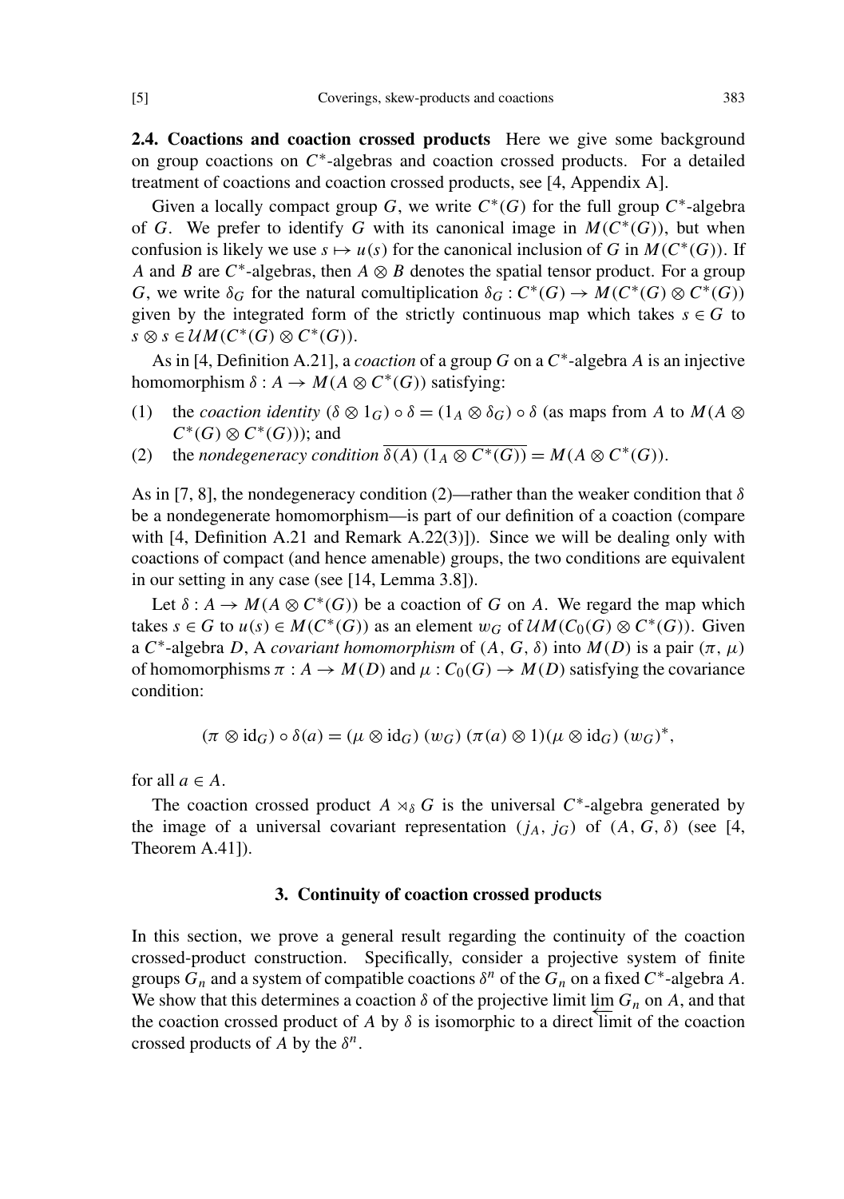**2.4. Coactions and coaction crossed products** Here we give some background on group coactions on $C^*$-algebras and coaction crossed products. For a detailed treatment of coactions and coaction crossed products, see [4, Appendix A].

Given a locally compact group $G$, we write $C^*(G)$ for the full group $C^*$-algebra of $G$. We prefer to identify $G$ with its canonical image in $M(C^*(G))$, but when confusion is likely we use $s \mapsto u(s)$ for the canonical inclusion of $G$ in $M(C^*(G))$. If $A$ and $B$ are $C^*$-algebras, then $A \otimes B$ denotes the spatial tensor product. For a group $G$, we write $\delta_G$ for the natural comultiplication $\delta_G : C^*(G) \to M(C^*(G) \otimes C^*(G))$ given by the integrated form of the strictly continuous map which takes $s \in G$ to $s \otimes s \in \mathcal{U}M(C^*(G) \otimes C^*(G))$.

As in [4, Definition A.21], a *coaction* of a group $G$ on a $C^*$-algebra $A$ is an injective homomorphism $\delta : A \to M(A \otimes C^*(G))$ satisfying:

(1) the *coaction identity* $(\delta \otimes 1_G) \circ \delta = (1_A \otimes \delta_G) \circ \delta$ (as maps from $A$ to $M(A \otimes C^*(G) \otimes C^*(G))$); and
(2) the *nondegeneracy condition* $\overline{\delta(A)\,(1_A \otimes C^*(G))} = M(A \otimes C^*(G))$.

As in [7, 8], the nondegeneracy condition (2)—rather than the weaker condition that $\delta$ be a nondegenerate homomorphism—is part of our definition of a coaction (compare with [4, Definition A.21 and Remark A.22(3)]). Since we will be dealing only with coactions of compact (and hence amenable) groups, the two conditions are equivalent in our setting in any case (see [14, Lemma 3.8]).

Let $\delta : A \to M(A \otimes C^*(G))$ be a coaction of $G$ on $A$. We regard the map which takes $s \in G$ to $u(s) \in M(C^*(G))$ as an element $w_G$ of $\mathcal{U}M(C_0(G) \otimes C^*(G))$. Given a $C^*$-algebra $D$, A *covariant homomorphism* of $(A, G, \delta)$ into $M(D)$ is a pair $(\pi, \mu)$ of homomorphisms $\pi : A \to M(D)$ and $\mu : C_0(G) \to M(D)$ satisfying the covariance condition:

$$(\pi \otimes \mathrm{id}_G) \circ \delta(a) = (\mu \otimes \mathrm{id}_G)\,(w_G)\,(\pi(a) \otimes 1)(\mu \otimes \mathrm{id}_G)\,(w_G)^*,$$

for all $a \in A$.

The coaction crossed product $A \rtimes_\delta G$ is the universal $C^*$-algebra generated by the image of a universal covariant representation $(j_A, j_G)$ of $(A, G, \delta)$ (see [4, Theorem A.41]).

## 3. Continuity of coaction crossed products

In this section, we prove a general result regarding the continuity of the coaction crossed-product construction. Specifically, consider a projective system of finite groups $G_n$ and a system of compatible coactions $\delta^n$ of the $G_n$ on a fixed $C^*$-algebra $A$. We show that this determines a coaction $\delta$ of the projective limit $\varprojlim G_n$ on $A$, and that the coaction crossed product of $A$ by $\delta$ is isomorphic to a direct limit of the coaction crossed products of $A$ by the $\delta^n$.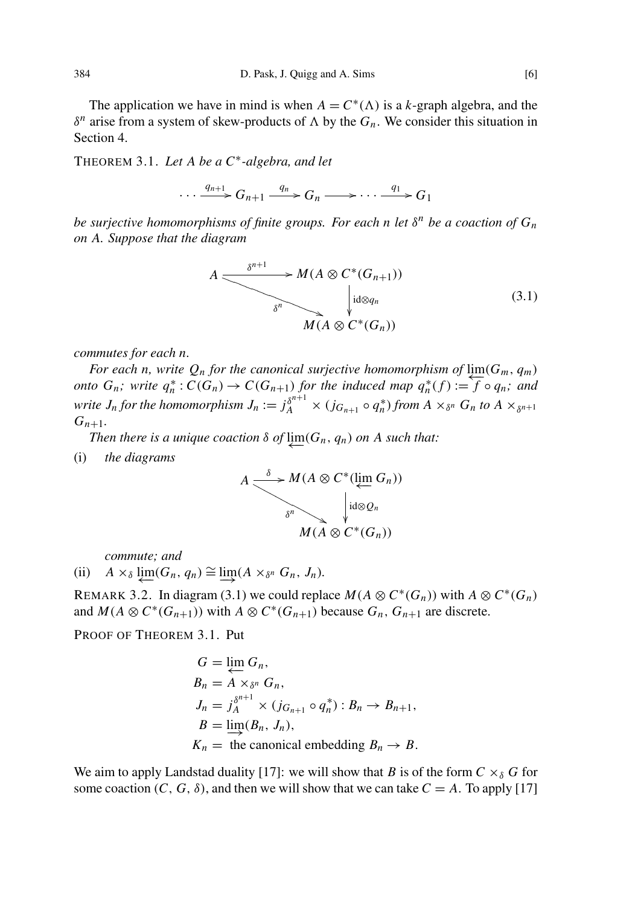The application we have in mind is when $A = C^*(\Lambda)$ is a $k$-graph algebra, and the $\delta^n$ arise from a system of skew-products of $\Lambda$ by the $G_n$. We consider this situation in Section 4.

THEOREM 3.1. *Let $A$ be a $C^*$-algebra, and let*

$$\cdots \xrightarrow{q_{n+1}} G_{n+1} \xrightarrow{q_n} G_n \longrightarrow \cdots \xrightarrow{q_1} G_1$$

*be surjective homomorphisms of finite groups. For each $n$ let $\delta^n$ be a coaction of $G_n$ on $A$. Suppose that the diagram*

$$\begin{array}{ccc} A & \xrightarrow{\delta^{n+1}} & M(A \otimes C^*(G_{n+1})) \\ & \searrow^{\delta^n} & \downarrow{\scriptstyle \mathrm{id}\otimes q_n} \\ & & M(A \otimes C^*(G_n)) \end{array} \tag{3.1}$$

*commutes for each $n$.*

*For each $n$, write $Q_n$ for the canonical surjective homomorphism of $\varprojlim(G_m, q_m)$ onto $G_n$; write $q_n^* : C(G_n) \to C(G_{n+1})$ for the induced map $q_n^*(f) := f \circ q_n$; and write $J_n$ for the homomorphism $J_n := j_A^{\delta^{n+1}} \times (j_{G_{n+1}} \circ q_n^*)$ from $A \times_{\delta^n} G_n$ to $A \times_{\delta^{n+1}} G_{n+1}$.*

*Then there is a unique coaction $\delta$ of $\varprojlim(G_n, q_n)$ on $A$ such that:*

(i) *the diagrams*

$$\begin{array}{ccc} A & \xrightarrow{\delta} & M(A \otimes C^*(\varprojlim G_n)) \\ & \searrow^{\delta^n} & \downarrow{\scriptstyle \mathrm{id}\otimes Q_n} \\ & & M(A \otimes C^*(G_n)) \end{array}$$

*commute; and*

(ii) $A \times_\delta \varprojlim(G_n, q_n) \cong \varinjlim(A \times_{\delta^n} G_n, J_n)$.

REMARK 3.2. In diagram (3.1) we could replace $M(A \otimes C^*(G_n))$ with $A \otimes C^*(G_n)$ and $M(A \otimes C^*(G_{n+1}))$ with $A \otimes C^*(G_{n+1})$ because $G_n, G_{n+1}$ are discrete.

PROOF OF THEOREM 3.1. Put

$$\begin{aligned} G &= \varprojlim G_n, \\ B_n &= A \times_{\delta^n} G_n, \\ J_n &= j_A^{\delta^{n+1}} \times (j_{G_{n+1}} \circ q_n^*) : B_n \to B_{n+1}, \\ B &= \varinjlim(B_n, J_n), \\ K_n &= \text{ the canonical embedding } B_n \to B. \end{aligned}$$

We aim to apply Landstad duality [17]: we will show that $B$ is of the form $C \times_\delta G$ for some coaction $(C, G, \delta)$, and then we will show that we can take $C = A$. To apply [17]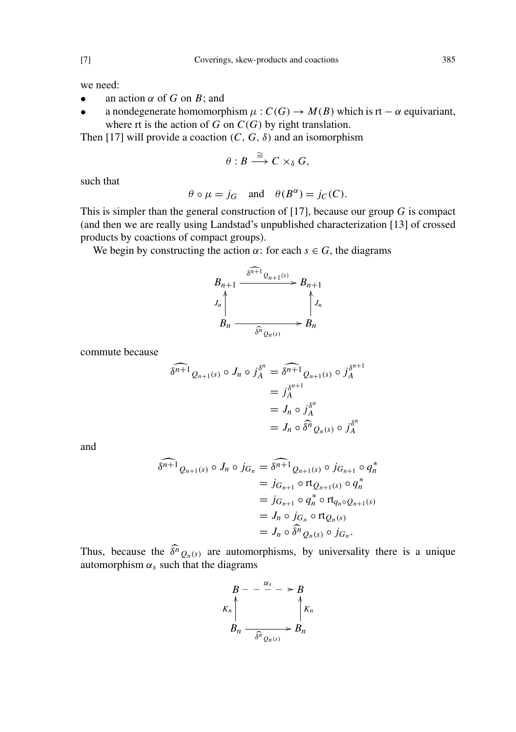we need:

- an action $\alpha$ of $G$ on $B$; and
- a nondegenerate homomorphism $\mu : C(G) \to M(B)$ which is $\mathrm{rt} - \alpha$ equivariant, where rt is the action of $G$ on $C(G)$ by right translation.

Then [17] will provide a coaction $(C, G, \delta)$ and an isomorphism

$$\theta : B \xrightarrow{\cong} C \times_\delta G,$$

such that

$$\theta \circ \mu = j_G \quad \text{and} \quad \theta(B^\alpha) = j_C(C).$$

This is simpler than the general construction of [17], because our group $G$ is compact (and then we are really using Landstad's unpublished characterization [13] of crossed products by coactions of compact groups).

We begin by constructing the action $\alpha$: for each $s \in G$, the diagrams

$$\begin{array}{ccc} B_{n+1} & \xrightarrow{\widehat{\delta^{n+1}}_{Q_{n+1}(s)}} & B_{n+1} \\ {\scriptstyle J_n}\uparrow & & \uparrow{\scriptstyle J_n} \\ B_n & \xrightarrow[\widehat{\delta^n}_{Q_n(s)}]{} & B_n \end{array}$$

commute because

$$\begin{aligned} \widehat{\delta^{n+1}}_{Q_{n+1}(s)} \circ J_n \circ j_A^{\delta^n} &= \widehat{\delta^{n+1}}_{Q_{n+1}(s)} \circ j_A^{\delta^{n+1}} \\ &= j_A^{\delta^{n+1}} \\ &= J_n \circ j_A^{\delta^n} \\ &= J_n \circ \widehat{\delta^n}_{Q_n(s)} \circ j_A^{\delta^n} \end{aligned}$$

and

$$\begin{aligned} \widehat{\delta^{n+1}}_{Q_{n+1}(s)} \circ J_n \circ j_{G_n} &= \widehat{\delta^{n+1}}_{Q_{n+1}(s)} \circ j_{G_{n+1}} \circ q_n^* \\ &= j_{G_{n+1}} \circ \mathrm{rt}_{Q_{n+1}(s)} \circ q_n^* \\ &= j_{G_{n+1}} \circ q_n^* \circ \mathrm{rt}_{q_n \circ Q_{n+1}(s)} \\ &= J_n \circ j_{G_n} \circ \mathrm{rt}_{Q_n(s)} \\ &= J_n \circ \widehat{\delta^n}_{Q_n(s)} \circ j_{G_n}. \end{aligned}$$

Thus, because the $\widehat{\delta^n}_{Q_n(s)}$ are automorphisms, by universality there is a unique automorphism $\alpha_s$ such that the diagrams

$$\begin{array}{ccc} B & \overset{\alpha_s}{\dashrightarrow} & B \\ {\scriptstyle K_n}\uparrow & & \uparrow{\scriptstyle K_n} \\ B_n & \xrightarrow[\widehat{\delta^n}_{Q_n(s)}]{} & B_n \end{array}$$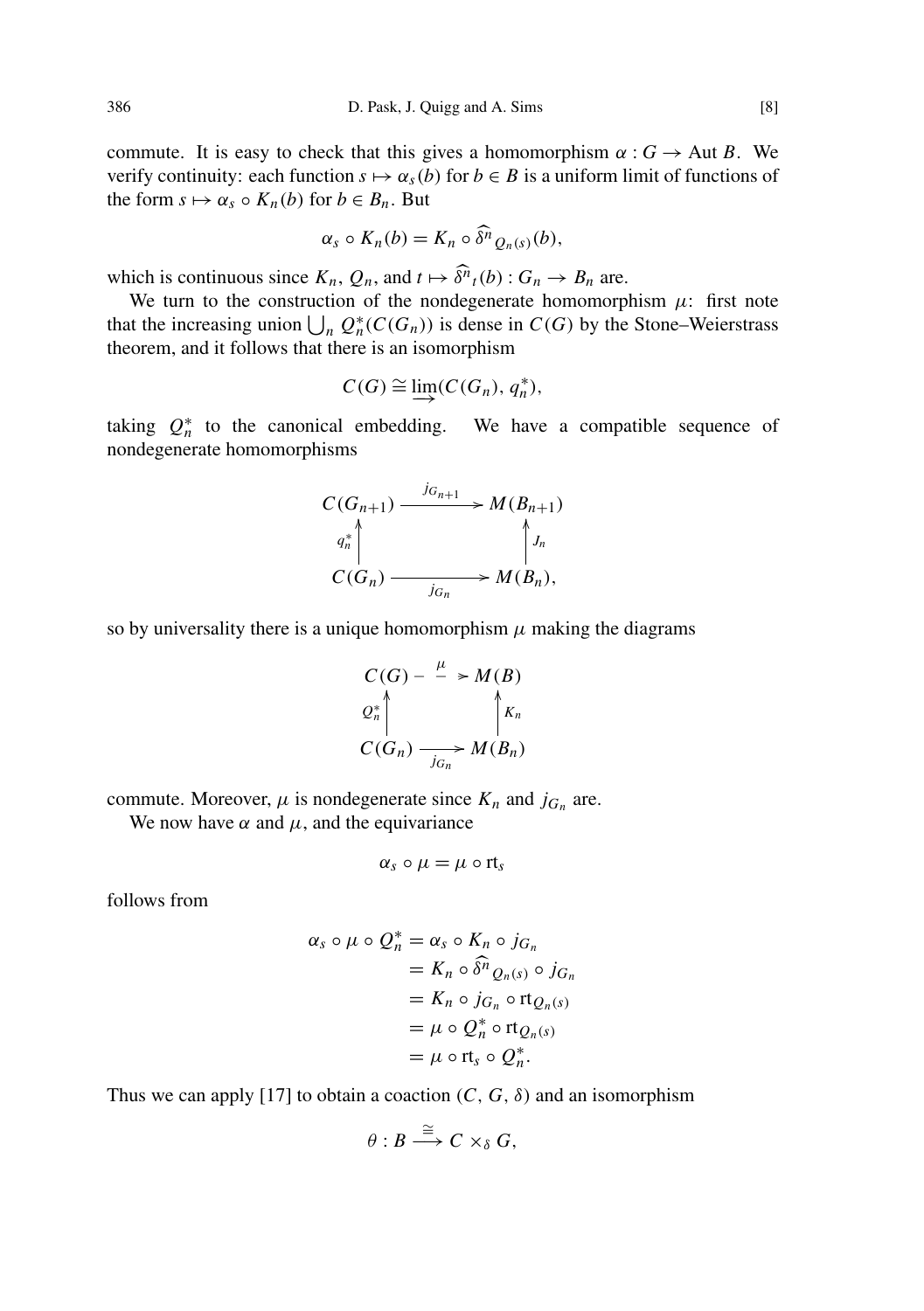commute. It is easy to check that this gives a homomorphism $\alpha : G \to \operatorname{Aut} B$. We verify continuity: each function $s \mapsto \alpha_s(b)$ for $b \in B$ is a uniform limit of functions of the form $s \mapsto \alpha_s \circ K_n(b)$ for $b \in B_n$. But

$$\alpha_s \circ K_n(b) = K_n \circ \widehat{\delta^n}_{Q_n(s)}(b),$$

which is continuous since $K_n$, $Q_n$, and $t \mapsto \widehat{\delta^n}_t(b) : G_n \to B_n$ are.

We turn to the construction of the nondegenerate homomorphism $\mu$: first note that the increasing union $\bigcup_n Q_n^*(C(G_n))$ is dense in $C(G)$ by the Stone–Weierstrass theorem, and it follows that there is an isomorphism

$$C(G) \cong \varinjlim (C(G_n), q_n^*),$$

taking $Q_n^*$ to the canonical embedding. We have a compatible sequence of nondegenerate homomorphisms

$$\begin{array}{ccc} C(G_{n+1}) & \xrightarrow{\;j_{G_{n+1}}\;} & M(B_{n+1}) \\ {\scriptstyle q_n^*}\uparrow & & \uparrow{\scriptstyle J_n} \\ C(G_n) & \xrightarrow[\;j_{G_n}\;]{} & M(B_n), \end{array}$$

so by universality there is a unique homomorphism $\mu$ making the diagrams

$$\begin{array}{ccc} C(G) & \overset{\mu}{\dashrightarrow} & M(B) \\ {\scriptstyle Q_n^*}\uparrow & & \uparrow{\scriptstyle K_n} \\ C(G_n) & \xrightarrow[\;j_{G_n}\;]{} & M(B_n) \end{array}$$

commute. Moreover, $\mu$ is nondegenerate since $K_n$ and $j_{G_n}$ are.

We now have $\alpha$ and $\mu$, and the equivariance

$$\alpha_s \circ \mu = \mu \circ \mathrm{rt}_s$$

follows from

$$\begin{aligned} \alpha_s \circ \mu \circ Q_n^* &= \alpha_s \circ K_n \circ j_{G_n} \\ &= K_n \circ \widehat{\delta^n}_{Q_n(s)} \circ j_{G_n} \\ &= K_n \circ j_{G_n} \circ \mathrm{rt}_{Q_n(s)} \\ &= \mu \circ Q_n^* \circ \mathrm{rt}_{Q_n(s)} \\ &= \mu \circ \mathrm{rt}_s \circ Q_n^*. \end{aligned}$$

Thus we can apply [17] to obtain a coaction $(C, G, \delta)$ and an isomorphism

$$\theta : B \xrightarrow{\cong} C \times_\delta G,$$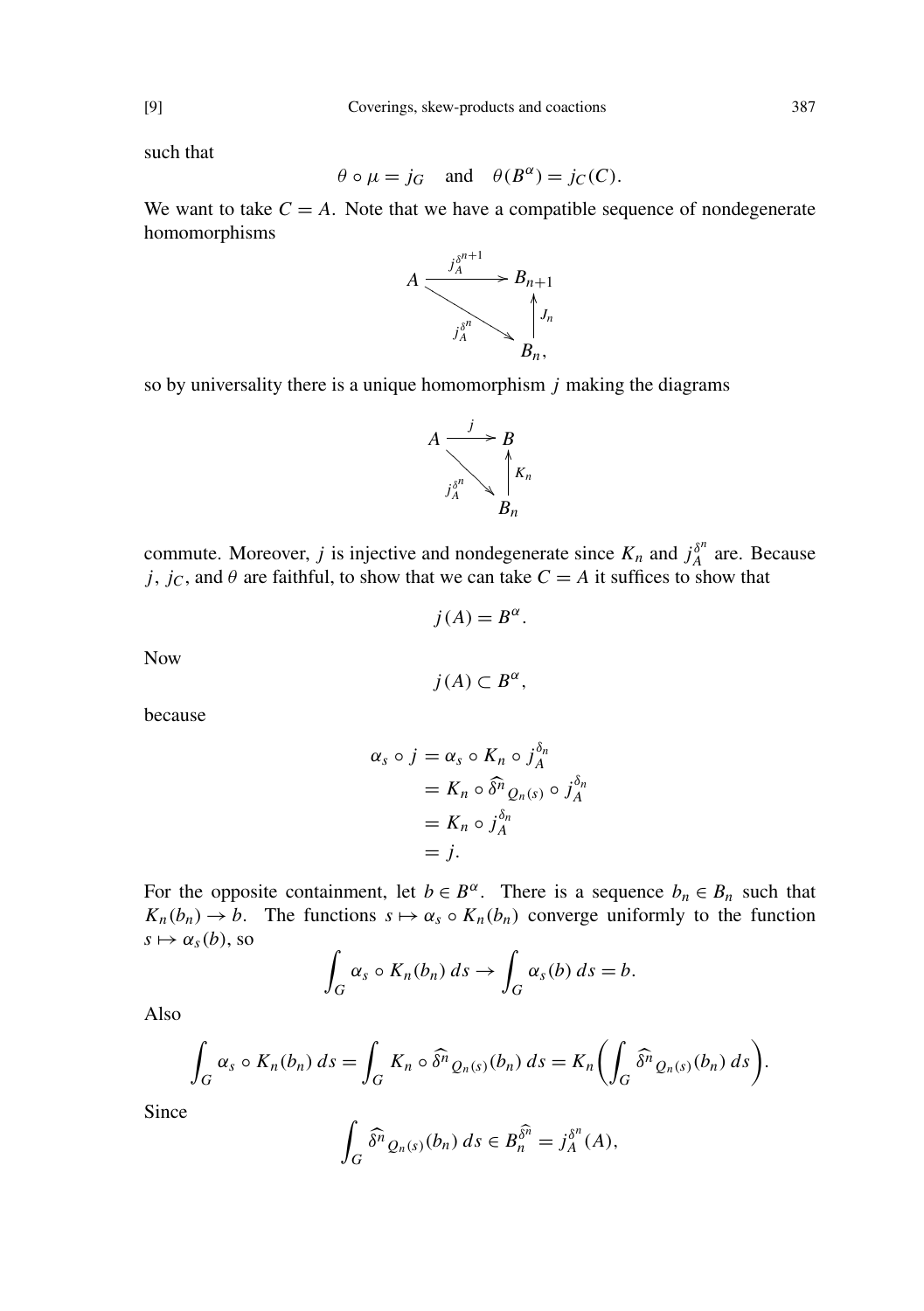such that

$$\theta \circ \mu = j_G \quad \text{and} \quad \theta(B^\alpha) = j_C(C).$$

We want to take $C = A$. Note that we have a compatible sequence of nondegenerate homomorphisms

$$\begin{array}{ccc} A & \xrightarrow{j_A^{\delta^{n+1}}} & B_{n+1} \\ & \searrow^{j_A^{\delta^n}} & \uparrow J_n \\ & & B_n, \end{array}$$

so by universality there is a unique homomorphism $j$ making the diagrams

$$\begin{array}{ccc} A & \xrightarrow{j} & B \\ & \searrow^{j_A^{\delta^n}} & \uparrow K_n \\ & & B_n \end{array}$$

commute. Moreover, $j$ is injective and nondegenerate since $K_n$ and $j_A^{\delta^n}$ are. Because $j$, $j_C$, and $\theta$ are faithful, to show that we can take $C = A$ it suffices to show that

$$j(A) = B^\alpha.$$

Now

$$j(A) \subset B^\alpha,$$

because

$$\begin{aligned} \alpha_s \circ j &= \alpha_s \circ K_n \circ j_A^{\delta_n} \\ &= K_n \circ \widehat{\delta^n}_{Q_n(s)} \circ j_A^{\delta_n} \\ &= K_n \circ j_A^{\delta_n} \\ &= j. \end{aligned}$$

For the opposite containment, let $b \in B^\alpha$. There is a sequence $b_n \in B_n$ such that $K_n(b_n) \to b$. The functions $s \mapsto \alpha_s \circ K_n(b_n)$ converge uniformly to the function $s \mapsto \alpha_s(b)$, so

$$\int_G \alpha_s \circ K_n(b_n)\, ds \to \int_G \alpha_s(b)\, ds = b.$$

Also

$$\int_G \alpha_s \circ K_n(b_n)\, ds = \int_G K_n \circ \widehat{\delta^n}_{Q_n(s)}(b_n)\, ds = K_n\left(\int_G \widehat{\delta^n}_{Q_n(s)}(b_n)\, ds\right).$$

Since

$$\int_G \widehat{\delta^n}_{Q_n(s)}(b_n)\, ds \in B_n^{\widehat{\delta^n}} = j_A^{\delta^n}(A),$$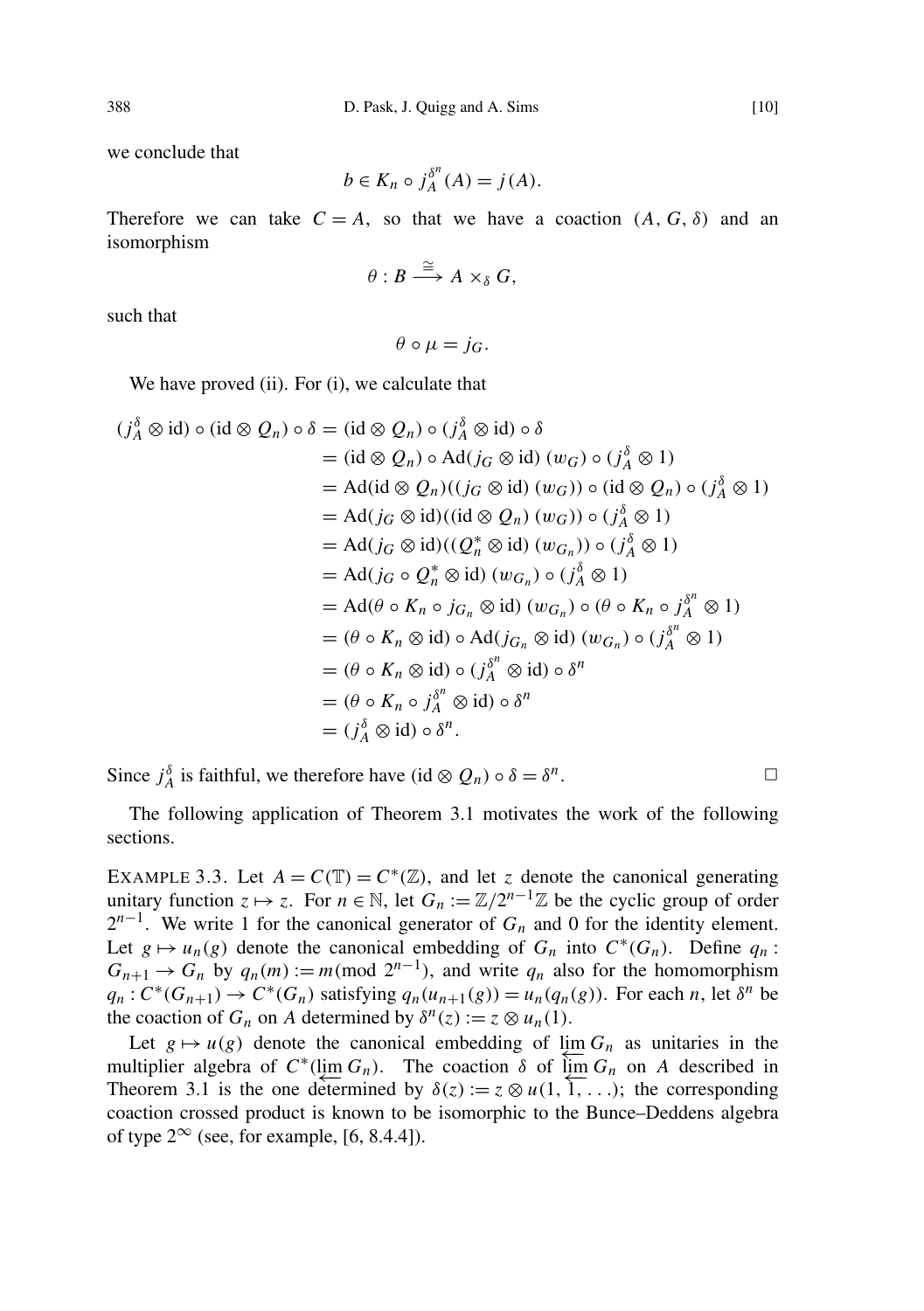we conclude that

$$b \in K_n \circ j_A^{\delta^n}(A) = j(A).$$

Therefore we can take $C = A$, so that we have a coaction $(A, G, \delta)$ and an isomorphism

$$\theta : B \xrightarrow{\cong} A \times_\delta G,$$

such that

$$\theta \circ \mu = j_G.$$

We have proved (ii). For (i), we calculate that

$$\begin{aligned}
(j_A^\delta \otimes \mathrm{id}) \circ (\mathrm{id} \otimes Q_n) \circ \delta &= (\mathrm{id} \otimes Q_n) \circ (j_A^\delta \otimes \mathrm{id}) \circ \delta \\
&= (\mathrm{id} \otimes Q_n) \circ \mathrm{Ad}(j_G \otimes \mathrm{id})\,(w_G) \circ (j_A^\delta \otimes 1) \\
&= \mathrm{Ad}(\mathrm{id} \otimes Q_n)((j_G \otimes \mathrm{id})\,(w_G)) \circ (\mathrm{id} \otimes Q_n) \circ (j_A^\delta \otimes 1) \\
&= \mathrm{Ad}(j_G \otimes \mathrm{id})((\mathrm{id} \otimes Q_n)\,(w_G)) \circ (j_A^\delta \otimes 1) \\
&= \mathrm{Ad}(j_G \otimes \mathrm{id})((Q_n^* \otimes \mathrm{id})\,(w_{G_n})) \circ (j_A^\delta \otimes 1) \\
&= \mathrm{Ad}(j_G \circ Q_n^* \otimes \mathrm{id})\,(w_{G_n}) \circ (j_A^\delta \otimes 1) \\
&= \mathrm{Ad}(\theta \circ K_n \circ j_{G_n} \otimes \mathrm{id})\,(w_{G_n}) \circ (\theta \circ K_n \circ j_A^{\delta^n} \otimes 1) \\
&= (\theta \circ K_n \otimes \mathrm{id}) \circ \mathrm{Ad}(j_{G_n} \otimes \mathrm{id})\,(w_{G_n}) \circ (j_A^{\delta^n} \otimes 1) \\
&= (\theta \circ K_n \otimes \mathrm{id}) \circ (j_A^{\delta^n} \otimes \mathrm{id}) \circ \delta^n \\
&= (\theta \circ K_n \circ j_A^{\delta^n} \otimes \mathrm{id}) \circ \delta^n \\
&= (j_A^\delta \otimes \mathrm{id}) \circ \delta^n.
\end{aligned}$$

Since $j_A^\delta$ is faithful, we therefore have $(\mathrm{id} \otimes Q_n) \circ \delta = \delta^n$. $\square$

The following application of Theorem 3.1 motivates the work of the following sections.

EXAMPLE 3.3. Let $A = C(\mathbb{T}) = C^*(\mathbb{Z})$, and let $z$ denote the canonical generating unitary function $z \mapsto z$. For $n \in \mathbb{N}$, let $G_n := \mathbb{Z}/2^{n-1}\mathbb{Z}$ be the cyclic group of order $2^{n-1}$. We write 1 for the canonical generator of $G_n$ and 0 for the identity element. Let $g \mapsto u_n(g)$ denote the canonical embedding of $G_n$ into $C^*(G_n)$. Define $q_n : G_{n+1} \to G_n$ by $q_n(m) := m (\mathrm{mod}\ 2^{n-1})$, and write $q_n$ also for the homomorphism $q_n : C^*(G_{n+1}) \to C^*(G_n)$ satisfying $q_n(u_{n+1}(g)) = u_n(q_n(g))$. For each $n$, let $\delta^n$ be the coaction of $G_n$ on $A$ determined by $\delta^n(z) := z \otimes u_n(1)$.

Let $g \mapsto u(g)$ denote the canonical embedding of $\varprojlim G_n$ as unitaries in the multiplier algebra of $C^*(\varprojlim G_n)$. The coaction $\delta$ of $\varprojlim G_n$ on $A$ described in Theorem 3.1 is the one determined by $\delta(z) := z \otimes u(1, 1, \ldots)$; the corresponding coaction crossed product is known to be isomorphic to the Bunce–Deddens algebra of type $2^\infty$ (see, for example, [6, 8.4.4]).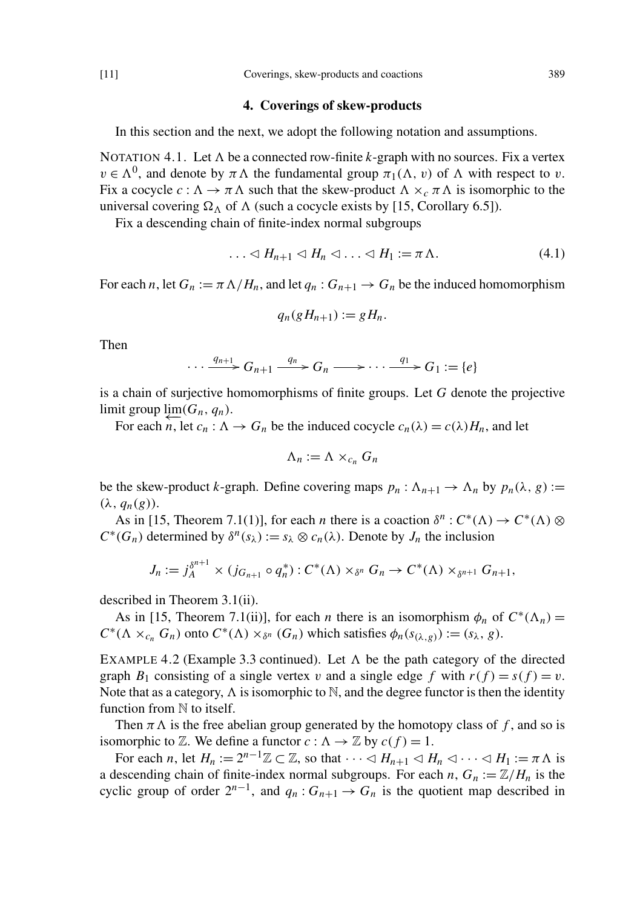## 4. Coverings of skew-products

In this section and the next, we adopt the following notation and assumptions.

NOTATION 4.1. Let $\Lambda$ be a connected row-finite $k$-graph with no sources. Fix a vertex $v \in \Lambda^0$, and denote by $\pi\Lambda$ the fundamental group $\pi_1(\Lambda, v)$ of $\Lambda$ with respect to $v$. Fix a cocycle $c : \Lambda \to \pi\Lambda$ such that the skew-product $\Lambda \times_c \pi\Lambda$ is isomorphic to the universal covering $\Omega_\Lambda$ of $\Lambda$ (such a cocycle exists by [15, Corollary 6.5]).

Fix a descending chain of finite-index normal subgroups

$$\ldots \lhd H_{n+1} \lhd H_n \lhd \ldots \lhd H_1 := \pi\Lambda. \tag{4.1}$$

For each $n$, let $G_n := \pi\Lambda/H_n$, and let $q_n : G_{n+1} \to G_n$ be the induced homomorphism

$$q_n(gH_{n+1}) := gH_n.$$

Then

$$\cdots \xrightarrow{q_{n+1}} G_{n+1} \xrightarrow{q_n} G_n \longrightarrow \cdots \xrightarrow{q_1} G_1 := \{e\}$$

is a chain of surjective homomorphisms of finite groups. Let $G$ denote the projective limit group $\varprojlim(G_n, q_n)$.

For each $n$, let $c_n : \Lambda \to G_n$ be the induced cocycle $c_n(\lambda) = c(\lambda)H_n$, and let

$$\Lambda_n := \Lambda \times_{c_n} G_n$$

be the skew-product $k$-graph. Define covering maps $p_n : \Lambda_{n+1} \to \Lambda_n$ by $p_n(\lambda, g) := (\lambda, q_n(g))$.

As in [15, Theorem 7.1(1)], for each $n$ there is a coaction $\delta^n : C^*(\Lambda) \to C^*(\Lambda) \otimes C^*(G_n)$ determined by $\delta^n(s_\lambda) := s_\lambda \otimes c_n(\lambda)$. Denote by $J_n$ the inclusion

$$J_n := j_A^{\delta^{n+1}} \times (j_{G_{n+1}} \circ q_n^*) : C^*(\Lambda) \times_{\delta^n} G_n \to C^*(\Lambda) \times_{\delta^{n+1}} G_{n+1},$$

described in Theorem 3.1(ii).

As in [15, Theorem 7.1(ii)], for each $n$ there is an isomorphism $\phi_n$ of $C^*(\Lambda_n) = C^*(\Lambda \times_{c_n} G_n)$ onto $C^*(\Lambda) \times_{\delta^n} (G_n)$ which satisfies $\phi_n(s_{(\lambda,g)}) := (s_\lambda, g)$.

EXAMPLE 4.2 (Example 3.3 continued). Let $\Lambda$ be the path category of the directed graph $B_1$ consisting of a single vertex $v$ and a single edge $f$ with $r(f) = s(f) = v$. Note that as a category, $\Lambda$ is isomorphic to $\mathbb{N}$, and the degree functor is then the identity function from $\mathbb{N}$ to itself.

Then $\pi\Lambda$ is the free abelian group generated by the homotopy class of $f$, and so is isomorphic to $\mathbb{Z}$. We define a functor $c : \Lambda \to \mathbb{Z}$ by $c(f) = 1$.

For each $n$, let $H_n := 2^{n-1}\mathbb{Z} \subset \mathbb{Z}$, so that $\cdots \lhd H_{n+1} \lhd H_n \lhd \cdots \lhd H_1 := \pi\Lambda$ is a descending chain of finite-index normal subgroups. For each $n$, $G_n := \mathbb{Z}/H_n$ is the cyclic group of order $2^{n-1}$, and $q_n : G_{n+1} \to G_n$ is the quotient map described in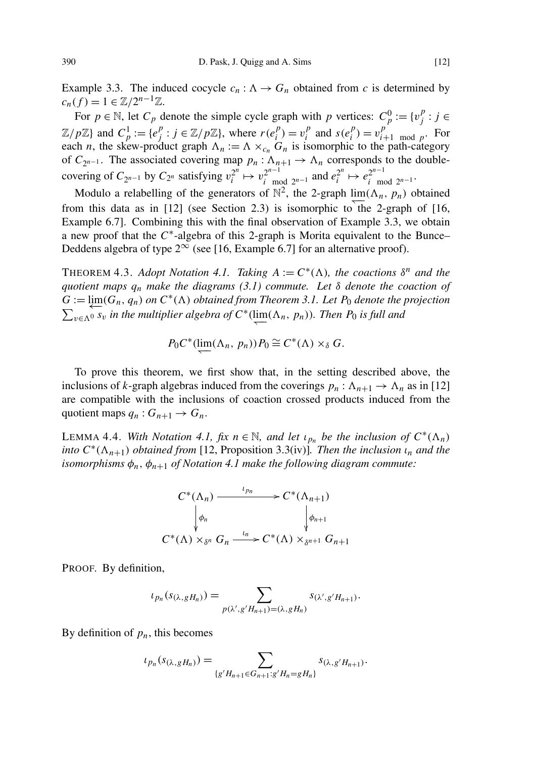Example 3.3. The induced cocycle $c_n : \Lambda \to G_n$ obtained from $c$ is determined by $c_n(f) = 1 \in \mathbb{Z}/2^{n-1}\mathbb{Z}$.

For $p \in \mathbb{N}$, let $C_p$ denote the simple cycle graph with $p$ vertices: $C_p^0 := \{v_j^p : j \in \mathbb{Z}/p\mathbb{Z}\}$ and $C_p^1 := \{e_j^p : j \in \mathbb{Z}/p\mathbb{Z}\}$, where $r(e_i^p) = v_i^p$ and $s(e_i^p) = v_{i+1 \bmod p}^p$. For each $n$, the skew-product graph $\Lambda_n := \Lambda \times_{c_n} G_n$ is isomorphic to the path-category of $C_{2^{n-1}}$. The associated covering map $p_n : \Lambda_{n+1} \to \Lambda_n$ corresponds to the double-covering of $C_{2^{n-1}}$ by $C_{2^n}$ satisfying $v_i^{2^n} \mapsto v_{i \bmod 2^{n-1}}^{2^{n-1}}$ and $e_i^{2^n} \mapsto e_{i \bmod 2^{n-1}}^{2^{n-1}}$.

Modulo a relabelling of the generators of $\mathbb{N}^2$, the 2-graph $\varprojlim(\Lambda_n, p_n)$ obtained from this data as in [12] (see Section 2.3) is isomorphic to the 2-graph of [16, Example 6.7]. Combining this with the final observation of Example 3.3, we obtain a new proof that the $C^*$-algebra of this 2-graph is Morita equivalent to the Bunce–Deddens algebra of type $2^\infty$ (see [16, Example 6.7] for an alternative proof).

THEOREM 4.3. *Adopt Notation 4.1. Taking $A := C^*(\Lambda)$, the coactions $\delta^n$ and the quotient maps $q_n$ make the diagrams (3.1) commute. Let $\delta$ denote the coaction of $G := \varprojlim(G_n, q_n)$ on $C^*(\Lambda)$ obtained from Theorem 3.1. Let $P_0$ denote the projection $\sum_{v \in \Lambda^0} s_v$ in the multiplier algebra of $C^*(\varprojlim(\Lambda_n, p_n))$. Then $P_0$ is full and*

$$P_0 C^*(\varprojlim(\Lambda_n, p_n)) P_0 \cong C^*(\Lambda) \times_\delta G.$$

To prove this theorem, we first show that, in the setting described above, the inclusions of $k$-graph algebras induced from the coverings $p_n : \Lambda_{n+1} \to \Lambda_n$ as in [12] are compatible with the inclusions of coaction crossed products induced from the quotient maps $q_n : G_{n+1} \to G_n$.

LEMMA 4.4. *With Notation 4.1, fix $n \in \mathbb{N}$, and let $\iota_{p_n}$ be the inclusion of $C^*(\Lambda_n)$ into $C^*(\Lambda_{n+1})$ obtained from* [12, Proposition 3.3(iv)]*. Then the inclusion $\iota_n$ and the isomorphisms $\phi_n, \phi_{n+1}$ of Notation 4.1 make the following diagram commute:*

$$\begin{array}{ccc} C^*(\Lambda_n) & \xrightarrow{\iota_{p_n}} & C^*(\Lambda_{n+1}) \\ \downarrow{\scriptstyle \phi_n} & & \downarrow{\scriptstyle \phi_{n+1}} \\ C^*(\Lambda) \times_{\delta^n} G_n & \xrightarrow{\iota_n} & C^*(\Lambda) \times_{\delta^{n+1}} G_{n+1} \end{array}$$

PROOF. By definition,

$$\iota_{p_n}(s_{(\lambda, gH_n)}) = \sum_{p(\lambda', g'H_{n+1}) = (\lambda, gH_n)} s_{(\lambda', g'H_{n+1})}.$$

By definition of $p_n$, this becomes

$$\iota_{p_n}(s_{(\lambda, gH_n)}) = \sum_{\{g'H_{n+1} \in G_{n+1} : g'H_n = gH_n\}} s_{(\lambda, g'H_{n+1})}.$$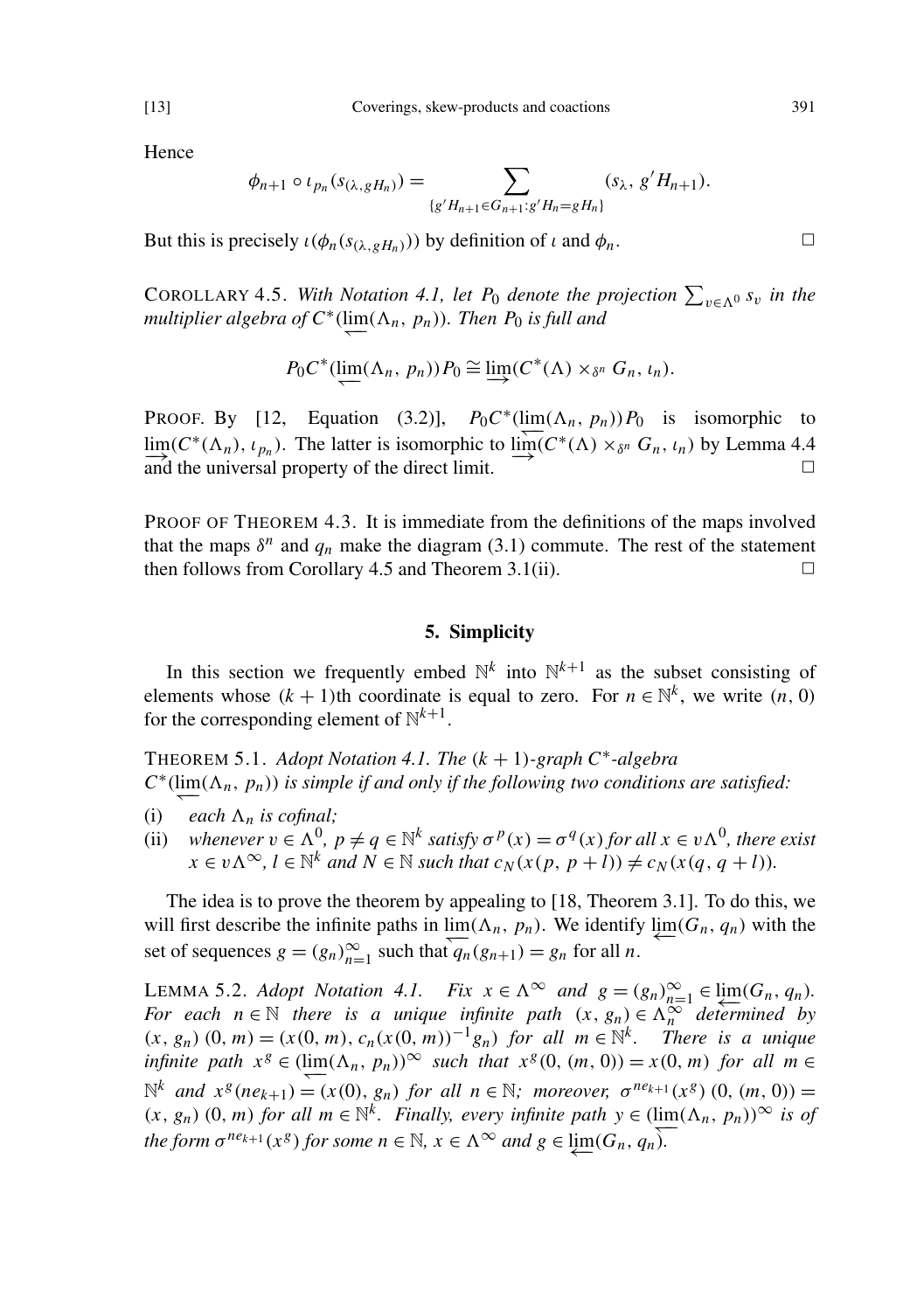Hence

$$\phi_{n+1} \circ \iota_{p_n}(s_{(\lambda, gH_n)}) = \sum_{\{g'H_{n+1} \in G_{n+1} : g'H_n = gH_n\}} (s_\lambda, g'H_{n+1}).$$

But this is precisely $\iota(\phi_n(s_{(\lambda, gH_n)}))$ by definition of $\iota$ and $\phi_n$. □

COROLLARY 4.5. *With Notation 4.1, let $P_0$ denote the projection $\sum_{v \in \Lambda^0} s_v$ in the multiplier algebra of $C^*(\varprojlim(\Lambda_n, p_n))$. Then $P_0$ is full and*

$$P_0 C^*(\varprojlim(\Lambda_n, p_n)) P_0 \cong \varinjlim(C^*(\Lambda) \times_{\delta^n} G_n, \iota_n).$$

PROOF. By [12, Equation (3.2)], $P_0 C^*(\varprojlim(\Lambda_n, p_n)) P_0$ is isomorphic to $\varinjlim(C^*(\Lambda_n), \iota_{p_n})$. The latter is isomorphic to $\varinjlim(C^*(\Lambda) \times_{\delta^n} G_n, \iota_n)$ by Lemma 4.4 and the universal property of the direct limit. □

PROOF OF THEOREM 4.3. It is immediate from the definitions of the maps involved that the maps $\delta^n$ and $q_n$ make the diagram (3.1) commute. The rest of the statement then follows from Corollary 4.5 and Theorem 3.1(ii). □

## 5. Simplicity

In this section we frequently embed $\mathbb{N}^k$ into $\mathbb{N}^{k+1}$ as the subset consisting of elements whose $(k+1)$th coordinate is equal to zero. For $n \in \mathbb{N}^k$, we write $(n, 0)$ for the corresponding element of $\mathbb{N}^{k+1}$.

THEOREM 5.1. *Adopt Notation 4.1. The $(k+1)$-graph $C^*$-algebra $C^*(\varprojlim(\Lambda_n, p_n))$ is simple if and only if the following two conditions are satisfied:*

(i) *each $\Lambda_n$ is cofinal;*
(ii) *whenever $v \in \Lambda^0$, $p \neq q \in \mathbb{N}^k$ satisfy $\sigma^p(x) = \sigma^q(x)$ for all $x \in v\Lambda^0$, there exist $x \in v\Lambda^\infty$, $l \in \mathbb{N}^k$ and $N \in \mathbb{N}$ such that $c_N(x(p, p+l)) \neq c_N(x(q, q+l))$.*

The idea is to prove the theorem by appealing to [18, Theorem 3.1]. To do this, we will first describe the infinite paths in $\varprojlim(\Lambda_n, p_n)$. We identify $\varprojlim(G_n, q_n)$ with the set of sequences $g = (g_n)_{n=1}^\infty$ such that $q_n(g_{n+1}) = g_n$ for all $n$.

LEMMA 5.2. *Adopt Notation 4.1. Fix $x \in \Lambda^\infty$ and $g = (g_n)_{n=1}^\infty \in \varprojlim(G_n, q_n)$. For each $n \in \mathbb{N}$ there is a unique infinite path $(x, g_n) \in \Lambda_n^\infty$ determined by $(x, g_n)\,(0, m) = (x(0, m), c_n(x(0, m))^{-1} g_n)$ for all $m \in \mathbb{N}^k$. There is a unique infinite path $x^g \in (\varprojlim(\Lambda_n, p_n))^\infty$ such that $x^g(0, (m, 0)) = x(0, m)$ for all $m \in \mathbb{N}^k$ and $x^g(ne_{k+1}) = (x(0), g_n)$ for all $n \in \mathbb{N}$; moreover, $\sigma^{ne_{k+1}}(x^g)\,(0, (m, 0)) = (x, g_n)\,(0, m)$ for all $m \in \mathbb{N}^k$. Finally, every infinite path $y \in (\varprojlim(\Lambda_n, p_n))^\infty$ is of the form $\sigma^{ne_{k+1}}(x^g)$ for some $n \in \mathbb{N}$, $x \in \Lambda^\infty$ and $g \in \varprojlim(G_n, q_n)$.*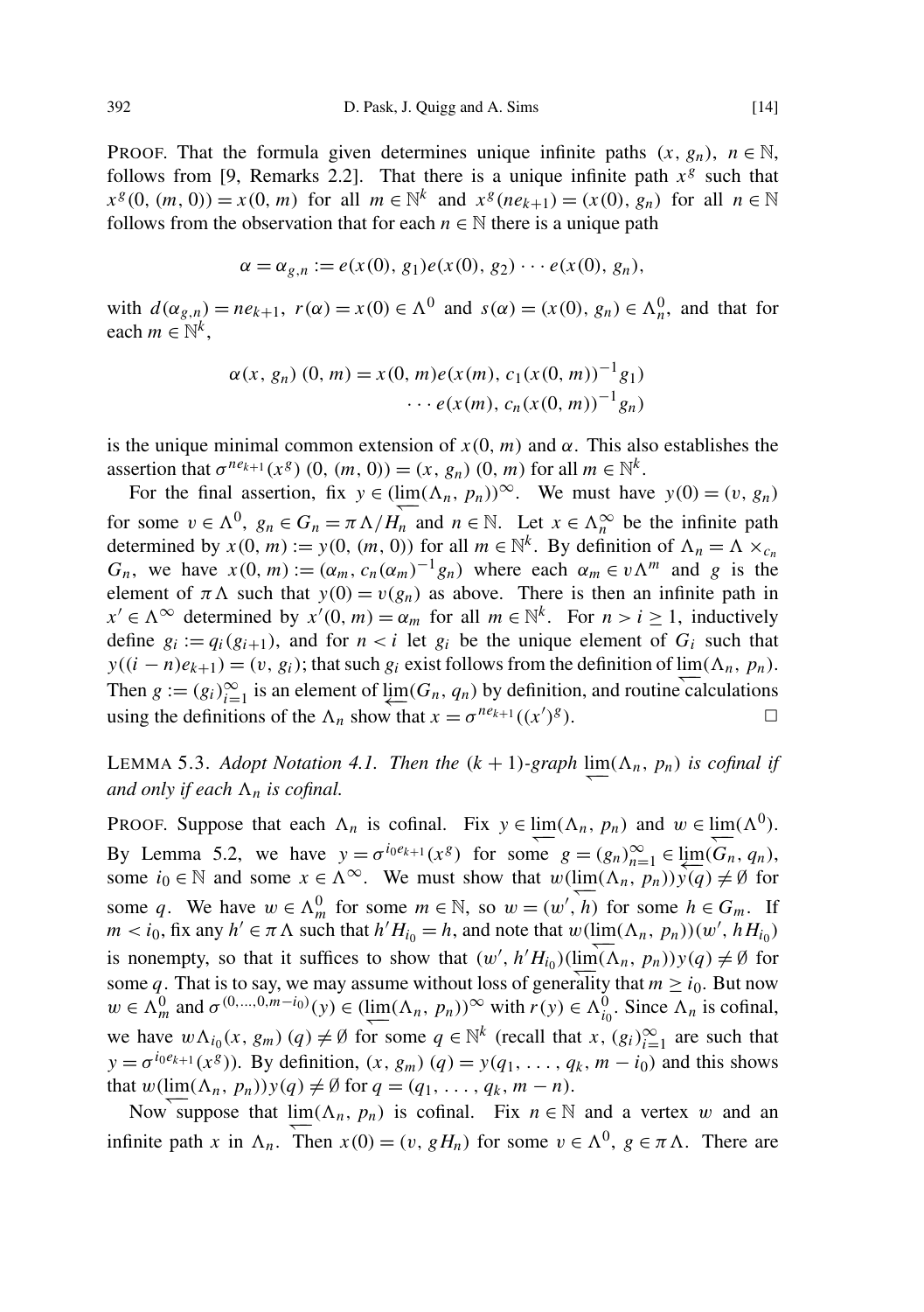PROOF. That the formula given determines unique infinite paths $(x, g_n)$, $n \in \mathbb{N}$, follows from [9, Remarks 2.2]. That there is a unique infinite path $x^g$ such that $x^g(0, (m, 0)) = x(0, m)$ for all $m \in \mathbb{N}^k$ and $x^g(ne_{k+1}) = (x(0), g_n)$ for all $n \in \mathbb{N}$ follows from the observation that for each $n \in \mathbb{N}$ there is a unique path

$$\alpha = \alpha_{g,n} := e(x(0), g_1)e(x(0), g_2) \cdots e(x(0), g_n),$$

with $d(\alpha_{g,n}) = ne_{k+1}$, $r(\alpha) = x(0) \in \Lambda^0$ and $s(\alpha) = (x(0), g_n) \in \Lambda^0_n$, and that for each $m \in \mathbb{N}^k$,

$$\alpha(x, g_n)\,(0, m) = x(0, m)e(x(m), c_1(x(0, m))^{-1}g_1) \\ \cdots e(x(m), c_n(x(0, m))^{-1}g_n)$$

is the unique minimal common extension of $x(0, m)$ and $\alpha$. This also establishes the assertion that $\sigma^{ne_{k+1}}(x^g)\,(0, (m, 0)) = (x, g_n)\,(0, m)$ for all $m \in \mathbb{N}^k$.

For the final assertion, fix $y \in (\varprojlim(\Lambda_n, p_n))^\infty$. We must have $y(0) = (v, g_n)$ for some $v \in \Lambda^0$, $g_n \in G_n = \pi\Lambda/H_n$ and $n \in \mathbb{N}$. Let $x \in \Lambda_n^\infty$ be the infinite path determined by $x(0, m) := y(0, (m, 0))$ for all $m \in \mathbb{N}^k$. By definition of $\Lambda_n = \Lambda \times_{c_n} G_n$, we have $x(0, m) := (\alpha_m, c_n(\alpha_m)^{-1}g_n)$ where each $\alpha_m \in v\Lambda^m$ and $g$ is the element of $\pi\Lambda$ such that $y(0) = v(g_n)$ as above. There is then an infinite path in $x' \in \Lambda^\infty$ determined by $x'(0, m) = \alpha_m$ for all $m \in \mathbb{N}^k$. For $n > i \geq 1$, inductively define $g_i := q_i(g_{i+1})$, and for $n < i$ let $g_i$ be the unique element of $G_i$ such that $y((i - n)e_{k+1}) = (v, g_i)$; that such $g_i$ exist follows from the definition of $\varprojlim(\Lambda_n, p_n)$. Then $g := (g_i)_{i=1}^\infty$ is an element of $\varprojlim(G_n, q_n)$ by definition, and routine calculations using the definitions of the $\Lambda_n$ show that $x = \sigma^{ne_{k+1}}((x')^g)$. $\square$

LEMMA 5.3. *Adopt Notation 4.1. Then the $(k + 1)$-graph $\varprojlim(\Lambda_n, p_n)$ is cofinal if and only if each $\Lambda_n$ is cofinal.*

PROOF. Suppose that each $\Lambda_n$ is cofinal. Fix $y \in \varprojlim(\Lambda_n, p_n)$ and $w \in \varprojlim(\Lambda^0)$. By Lemma 5.2, we have $y = \sigma^{i_0 e_{k+1}}(x^g)$ for some $g = (g_n)_{n=1}^\infty \in \varprojlim(G_n, q_n)$, some $i_0 \in \mathbb{N}$ and some $x \in \Lambda^\infty$. We must show that $w(\varprojlim(\Lambda_n, p_n))y(q) \neq \emptyset$ for some $q$. We have $w \in \Lambda^0_m$ for some $m \in \mathbb{N}$, so $w = (w', h)$ for some $h \in G_m$. If $m < i_0$, fix any $h' \in \pi\Lambda$ such that $h'H_{i_0} = h$, and note that $w(\varprojlim(\Lambda_n, p_n))(w', hH_{i_0})$ is nonempty, so that it suffices to show that $(w', h'H_{i_0})(\varprojlim(\Lambda_n, p_n))y(q) \neq \emptyset$ for some $q$. That is to say, we may assume without loss of generality that $m \geq i_0$. But now $w \in \Lambda^0_m$ and $\sigma^{(0,\ldots,0,m-i_0)}(y) \in (\varprojlim(\Lambda_n, p_n))^\infty$ with $r(y) \in \Lambda^0_{i_0}$. Since $\Lambda_n$ is cofinal, we have $w\Lambda_{i_0}(x, g_m)\,(q) \neq \emptyset$ for some $q \in \mathbb{N}^k$ (recall that $x$, $(g_i)_{i=1}^\infty$ are such that $y = \sigma^{i_0 e_{k+1}}(x^g)$). By definition, $(x, g_m)\,(q) = y(q_1, \ldots, q_k, m - i_0)$ and this shows that $w(\varprojlim(\Lambda_n, p_n))y(q) \neq \emptyset$ for $q = (q_1, \ldots, q_k, m - n)$.

Now suppose that $\varprojlim(\Lambda_n, p_n)$ is cofinal. Fix $n \in \mathbb{N}$ and a vertex $w$ and an infinite path $x$ in $\Lambda_n$. Then $x(0) = (v, gH_n)$ for some $v \in \Lambda^0$, $g \in \pi\Lambda$. There are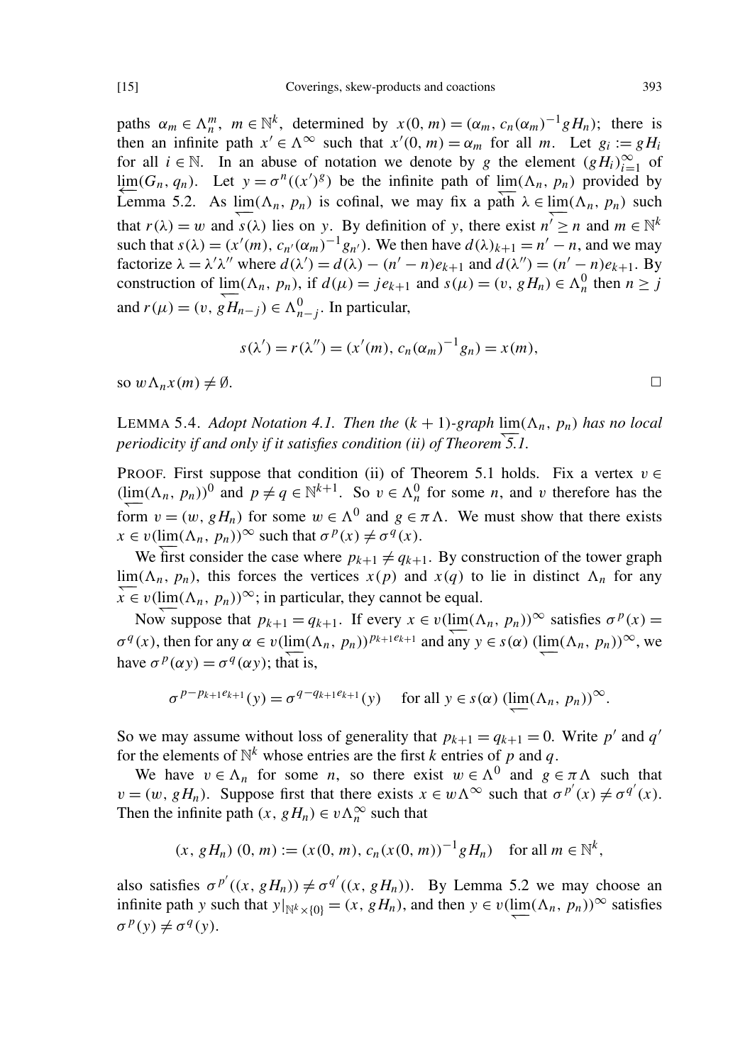paths $\alpha_m \in \Lambda_n^m$, $m \in \mathbb{N}^k$, determined by $x(0, m) = (\alpha_m, c_n(\alpha_m)^{-1} g H_n)$; there is then an infinite path $x' \in \Lambda^\infty$ such that $x'(0, m) = \alpha_m$ for all $m$. Let $g_i := g H_i$ for all $i \in \mathbb{N}$. In an abuse of notation we denote by $g$ the element $(g H_i)_{i=1}^\infty$ of $\varprojlim(G_n, q_n)$. Let $y = \sigma^n((x')^g)$ be the infinite path of $\varprojlim(\Lambda_n, p_n)$ provided by Lemma 5.2. As $\varprojlim(\Lambda_n, p_n)$ is cofinal, we may fix a path $\lambda \in \varprojlim(\Lambda_n, p_n)$ such that $r(\lambda) = w$ and $s(\lambda)$ lies on $y$. By definition of $y$, there exist $n' \geq n$ and $m \in \mathbb{N}^k$ such that $s(\lambda) = (x'(m), c_{n'}(\alpha_m)^{-1} g_{n'})$. We then have $d(\lambda)_{k+1} = n' - n$, and we may factorize $\lambda = \lambda' \lambda''$ where $d(\lambda') = d(\lambda) - (n' - n)e_{k+1}$ and $d(\lambda'') = (n' - n)e_{k+1}$. By construction of $\varprojlim(\Lambda_n, p_n)$, if $d(\mu) = j e_{k+1}$ and $s(\mu) = (v, g H_n) \in \Lambda_n^0$ then $n \geq j$ and $r(\mu) = (v, g H_{n-j}) \in \Lambda_{n-j}^0$. In particular,

$$s(\lambda') = r(\lambda'') = (x'(m), c_n(\alpha_m)^{-1} g_n) = x(m),$$

so $w \Lambda_n x(m) \neq \emptyset$. $\square$

LEMMA 5.4. *Adopt Notation 4.1. Then the $(k+1)$-graph $\varprojlim(\Lambda_n, p_n)$ has no local periodicity if and only if it satisfies condition (ii) of Theorem 5.1.*

PROOF. First suppose that condition (ii) of Theorem 5.1 holds. Fix a vertex $v \in (\varprojlim(\Lambda_n, p_n))^0$ and $p \neq q \in \mathbb{N}^{k+1}$. So $v \in \Lambda_n^0$ for some $n$, and $v$ therefore has the form $v = (w, g H_n)$ for some $w \in \Lambda^0$ and $g \in \pi\Lambda$. We must show that there exists $x \in v(\varprojlim(\Lambda_n, p_n))^\infty$ such that $\sigma^p(x) \neq \sigma^q(x)$.

We first consider the case where $p_{k+1} \neq q_{k+1}$. By construction of the tower graph $\varprojlim(\Lambda_n, p_n)$, this forces the vertices $x(p)$ and $x(q)$ to lie in distinct $\Lambda_n$ for any $x \in v(\varprojlim(\Lambda_n, p_n))^\infty$; in particular, they cannot be equal.

Now suppose that $p_{k+1} = q_{k+1}$. If every $x \in v(\varprojlim(\Lambda_n, p_n))^\infty$ satisfies $\sigma^p(x) = \sigma^q(x)$, then for any $\alpha \in v(\varprojlim(\Lambda_n, p_n))^{p_{k+1}e_{k+1}}$ and any $y \in s(\alpha)\,(\varprojlim(\Lambda_n, p_n))^\infty$, we have $\sigma^p(\alpha y) = \sigma^q(\alpha y)$; that is,

$$\sigma^{p - p_{k+1}e_{k+1}}(y) = \sigma^{q - q_{k+1}e_{k+1}}(y) \quad \text{ for all } y \in s(\alpha)\,(\varprojlim(\Lambda_n, p_n))^\infty.$$

So we may assume without loss of generality that $p_{k+1} = q_{k+1} = 0$. Write $p'$ and $q'$ for the elements of $\mathbb{N}^k$ whose entries are the first $k$ entries of $p$ and $q$.

We have $v \in \Lambda_n$ for some $n$, so there exist $w \in \Lambda^0$ and $g \in \pi\Lambda$ such that $v = (w, g H_n)$. Suppose first that there exists $x \in w\Lambda^\infty$ such that $\sigma^{p'}(x) \neq \sigma^{q'}(x)$. Then the infinite path $(x, g H_n) \in v\Lambda_n^\infty$ such that

$$(x, g H_n)\,(0, m) := (x(0, m), c_n(x(0, m))^{-1} g H_n) \quad \text{for all } m \in \mathbb{N}^k,$$

also satisfies $\sigma^{p'}((x, g H_n)) \neq \sigma^{q'}((x, g H_n))$. By Lemma 5.2 we may choose an infinite path $y$ such that $y|_{\mathbb{N}^k \times \{0\}} = (x, g H_n)$, and then $y \in v(\varprojlim(\Lambda_n, p_n))^\infty$ satisfies $\sigma^p(y) \neq \sigma^q(y)$.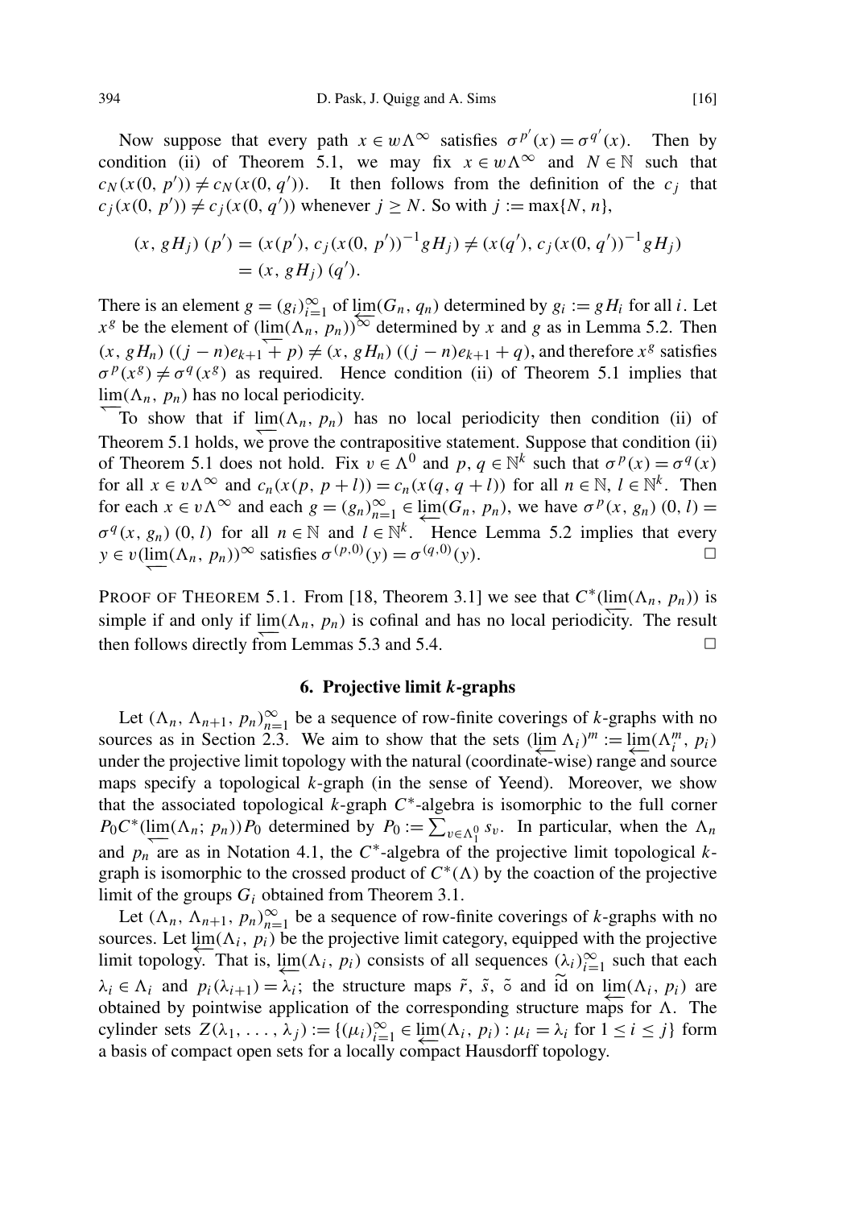Now suppose that every path $x \in w\Lambda^\infty$ satisfies $\sigma^{p'}(x) = \sigma^{q'}(x)$. Then by condition (ii) of Theorem 5.1, we may fix $x \in w\Lambda^\infty$ and $N \in \mathbb{N}$ such that $c_N(x(0, p')) \neq c_N(x(0, q'))$. It then follows from the definition of the $c_j$ that $c_j(x(0, p')) \neq c_j(x(0, q'))$ whenever $j \geq N$. So with $j := \max\{N, n\}$,

$$\begin{aligned}(x, gH_j)\,(p') &= (x(p'), c_j(x(0, p'))^{-1}gH_j) \neq (x(q'), c_j(x(0, q'))^{-1}gH_j)\\ &= (x, gH_j)\,(q').\end{aligned}$$

There is an element $g = (g_i)_{i=1}^\infty$ of $\varprojlim(G_n, q_n)$ determined by $g_i := gH_i$ for all $i$. Let $x^g$ be the element of $(\varprojlim(\Lambda_n, p_n))^\infty$ determined by $x$ and $g$ as in Lemma 5.2. Then $(x, gH_n)\,((j-n)e_{k+1} + p) \neq (x, gH_n)\,((j-n)e_{k+1} + q)$, and therefore $x^g$ satisfies $\sigma^p(x^g) \neq \sigma^q(x^g)$ as required. Hence condition (ii) of Theorem 5.1 implies that $\varprojlim(\Lambda_n, p_n)$ has no local periodicity.

To show that if $\varprojlim(\Lambda_n, p_n)$ has no local periodicity then condition (ii) of Theorem 5.1 holds, we prove the contrapositive statement. Suppose that condition (ii) of Theorem 5.1 does not hold. Fix $v \in \Lambda^0$ and $p, q \in \mathbb{N}^k$ such that $\sigma^p(x) = \sigma^q(x)$ for all $x \in v\Lambda^\infty$ and $c_n(x(p, p+l)) = c_n(x(q, q+l))$ for all $n \in \mathbb{N}$, $l \in \mathbb{N}^k$. Then for each $x \in v\Lambda^\infty$ and each $g = (g_n)_{n=1}^\infty \in \varprojlim(G_n, p_n)$, we have $\sigma^p(x, g_n)\,(0, l) = \sigma^q(x, g_n)\,(0, l)$ for all $n \in \mathbb{N}$ and $l \in \mathbb{N}^k$. Hence Lemma 5.2 implies that every $y \in v(\varprojlim(\Lambda_n, p_n))^\infty$ satisfies $\sigma^{(p,0)}(y) = \sigma^{(q,0)}(y)$. □

PROOF OF THEOREM 5.1. From [18, Theorem 3.1] we see that $C^*(\varprojlim(\Lambda_n, p_n))$ is simple if and only if $\varprojlim(\Lambda_n, p_n)$ is cofinal and has no local periodicity. The result then follows directly from Lemmas 5.3 and 5.4. □

## 6. Projective limit *k*-graphs

Let $(\Lambda_n, \Lambda_{n+1}, p_n)_{n=1}^\infty$ be a sequence of row-finite coverings of $k$-graphs with no sources as in Section 2.3. We aim to show that the sets $(\varprojlim \Lambda_i)^m := \varprojlim(\Lambda_i^m, p_i)$ under the projective limit topology with the natural (coordinate-wise) range and source maps specify a topological $k$-graph (in the sense of Yeend). Moreover, we show that the associated topological $k$-graph $C^*$-algebra is isomorphic to the full corner $P_0 C^*(\varprojlim(\Lambda_n; p_n))P_0$ determined by $P_0 := \sum_{v \in \Lambda_1^0} s_v$. In particular, when the $\Lambda_n$ and $p_n$ are as in Notation 4.1, the $C^*$-algebra of the projective limit topological $k$-graph is isomorphic to the crossed product of $C^*(\Lambda)$ by the coaction of the projective limit of the groups $G_i$ obtained from Theorem 3.1.

Let $(\Lambda_n, \Lambda_{n+1}, p_n)_{n=1}^\infty$ be a sequence of row-finite coverings of $k$-graphs with no sources. Let $\varprojlim(\Lambda_i, p_i)$ be the projective limit category, equipped with the projective limit topology. That is, $\varprojlim(\Lambda_i, p_i)$ consists of all sequences $(\lambda_i)_{i=1}^\infty$ such that each $\lambda_i \in \Lambda_i$ and $p_i(\lambda_{i+1}) = \lambda_i$; the structure maps $\tilde{r}$, $\tilde{s}$, $\tilde{\circ}$ and $\widetilde{\mathrm{id}}$ on $\varprojlim(\Lambda_i, p_i)$ are obtained by pointwise application of the corresponding structure maps for $\Lambda$. The cylinder sets $Z(\lambda_1, \ldots, \lambda_j) := \{(\mu_i)_{i=1}^\infty \in \varprojlim(\Lambda_i, p_i) : \mu_i = \lambda_i \text{ for } 1 \leq i \leq j\}$ form a basis of compact open sets for a locally compact Hausdorff topology.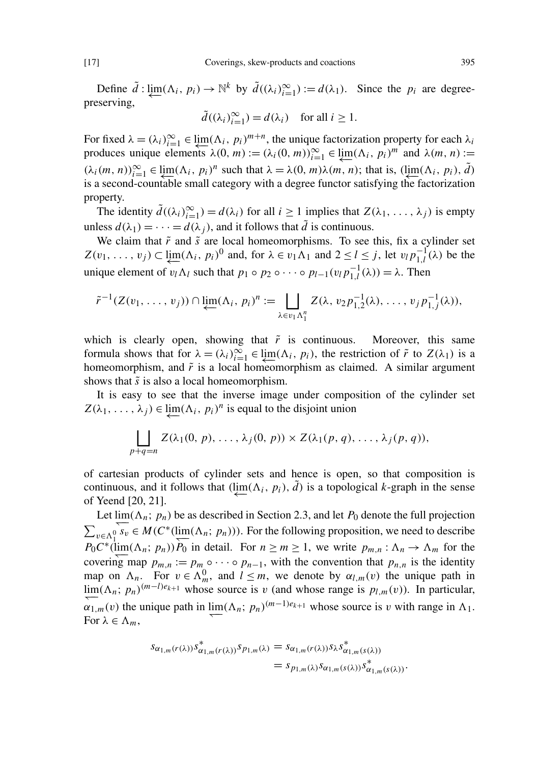Define $\tilde{d} : \varprojlim(\Lambda_i, p_i) \to \mathbb{N}^k$ by $\tilde{d}((\lambda_i)_{i=1}^\infty) := d(\lambda_1)$. Since the $p_i$ are degree-preserving,

$$\tilde{d}((\lambda_i)_{i=1}^\infty) = d(\lambda_i) \quad \text{for all } i \geq 1.$$

For fixed $\lambda = (\lambda_i)_{i=1}^\infty \in \varprojlim(\Lambda_i, p_i)^{m+n}$, the unique factorization property for each $\lambda_i$ produces unique elements $\lambda(0, m) := (\lambda_i(0, m))_{i=1}^\infty \in \varprojlim(\Lambda_i, p_i)^m$ and $\lambda(m, n) := (\lambda_i(m, n))_{i=1}^\infty \in \varprojlim(\Lambda_i, p_i)^n$ such that $\lambda = \lambda(0, m)\lambda(m, n)$; that is, $(\varprojlim(\Lambda_i, p_i), \tilde{d})$ is a second-countable small category with a degree functor satisfying the factorization property.

The identity $\tilde{d}((\lambda_i)_{i=1}^\infty) = d(\lambda_i)$ for all $i \geq 1$ implies that $Z(\lambda_1, \ldots, \lambda_j)$ is empty unless $d(\lambda_1) = \cdots = d(\lambda_j)$, and it follows that $\tilde{d}$ is continuous.

We claim that $\tilde{r}$ and $\tilde{s}$ are local homeomorphisms. To see this, fix a cylinder set $Z(v_1, \ldots, v_j) \subset \varprojlim(\Lambda_i, p_i)^0$ and, for $\lambda \in v_1\Lambda_1$ and $2 \leq l \leq j$, let $v_l p_{1,l}^{-1}(\lambda)$ be the unique element of $v_l\Lambda_l$ such that $p_1 \circ p_2 \circ \cdots \circ p_{l-1}(v_l p_{1,l}^{-1}(\lambda)) = \lambda$. Then

$$\tilde{r}^{-1}(Z(v_1, \ldots, v_j)) \cap \varprojlim(\Lambda_i, p_i)^n := \bigsqcup_{\lambda \in v_1\Lambda_1^n} Z(\lambda, v_2 p_{1,2}^{-1}(\lambda), \ldots, v_j p_{1,j}^{-1}(\lambda)),$$

which is clearly open, showing that $\tilde{r}$ is continuous. Moreover, this same formula shows that for $\lambda = (\lambda_i)_{i=1}^\infty \in \varprojlim(\Lambda_i, p_i)$, the restriction of $\tilde{r}$ to $Z(\lambda_1)$ is a homeomorphism, and $\tilde{r}$ is a local homeomorphism as claimed. A similar argument shows that $\tilde{s}$ is also a local homeomorphism.

It is easy to see that the inverse image under composition of the cylinder set $Z(\lambda_1, \ldots, \lambda_j) \in \varprojlim(\Lambda_i, p_i)^n$ is equal to the disjoint union

$$\bigsqcup_{p+q=n} Z(\lambda_1(0, p), \ldots, \lambda_j(0, p)) \times Z(\lambda_1(p, q), \ldots, \lambda_j(p, q)),$$

of cartesian products of cylinder sets and hence is open, so that composition is continuous, and it follows that $(\varprojlim(\Lambda_i, p_i), \tilde{d})$ is a topological $k$-graph in the sense of Yeend [20, 21].

Let $\varprojlim(\Lambda_n;\, p_n)$ be as described in Section 2.3, and let $P_0$ denote the full projection $\sum_{v \in \Lambda_1^0} s_v \in M(C^*(\varprojlim(\Lambda_n;\, p_n)))$. For the following proposition, we need to describe $P_0 C^*(\varprojlim(\Lambda_n;\, p_n))P_0$ in detail. For $n \geq m \geq 1$, we write $p_{m,n} : \Lambda_n \to \Lambda_m$ for the covering map $p_{m,n} := p_m \circ \cdots \circ p_{n-1}$, with the convention that $p_{n,n}$ is the identity map on $\Lambda_n$. For $v \in \Lambda_m^0$, and $l \leq m$, we denote by $\alpha_{l,m}(v)$ the unique path in $\varprojlim(\Lambda_n;\, p_n)^{(m-l)e_{k+1}}$ whose source is $v$ (and whose range is $p_{l,m}(v)$). In particular, $\alpha_{1,m}(v)$ the unique path in $\varprojlim(\Lambda_n;\, p_n)^{(m-1)e_{k+1}}$ whose source is $v$ with range in $\Lambda_1$. For $\lambda \in \Lambda_m$,

$$\begin{aligned}
s_{\alpha_{1,m}(r(\lambda))} s^*_{\alpha_{1,m}(r(\lambda))} s_{p_{1,m}(\lambda)} &= s_{\alpha_{1,m}(r(\lambda))} s_\lambda s^*_{\alpha_{1,m}(s(\lambda))} \\
&= s_{p_{1,m}(\lambda)} s_{\alpha_{1,m}(s(\lambda))} s^*_{\alpha_{1,m}(s(\lambda))}.
\end{aligned}$$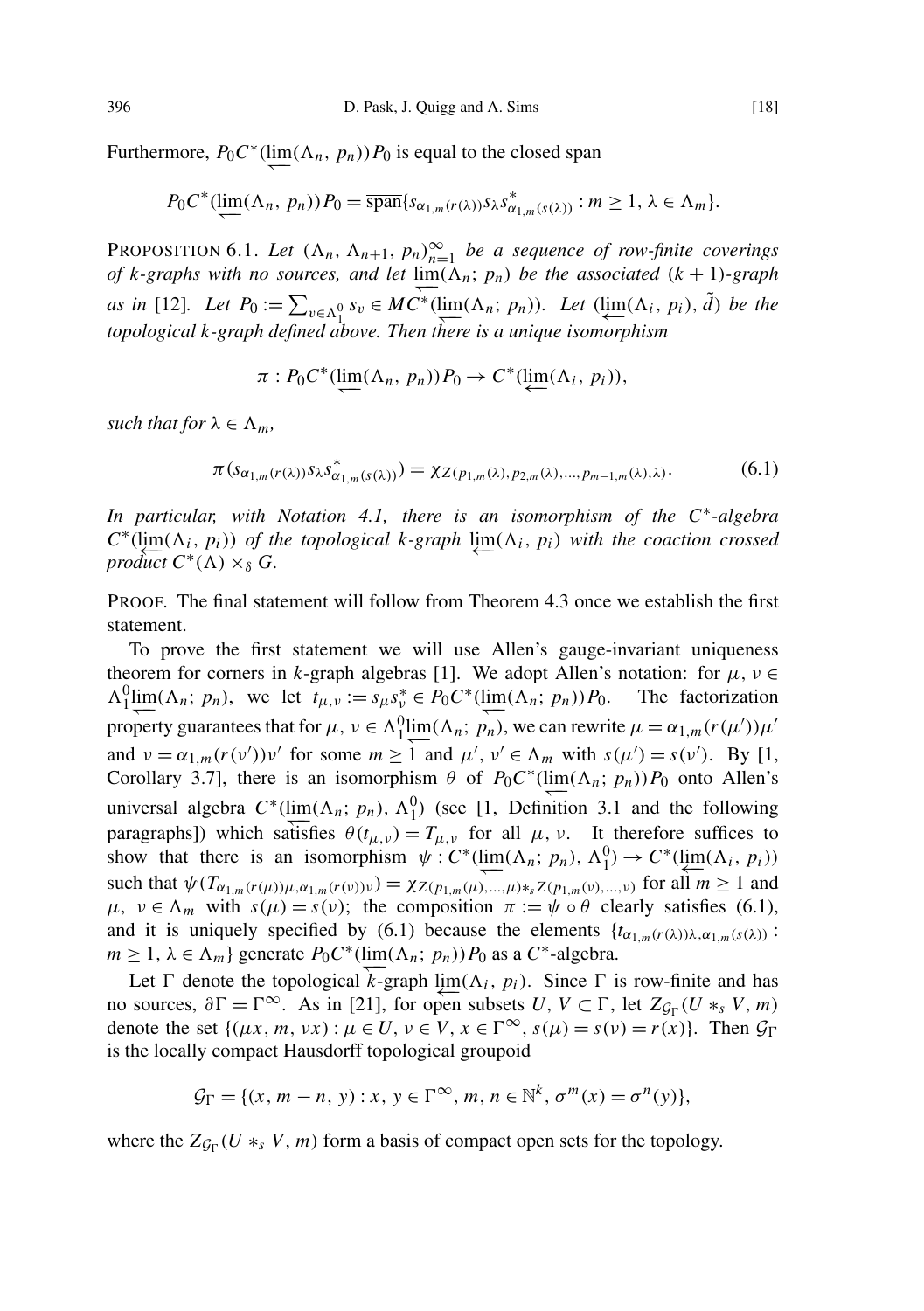Furthermore, $P_0 C^*(\varprojlim(\Lambda_n, p_n))P_0$ is equal to the closed span

$$P_0 C^*(\varprojlim(\Lambda_n, p_n))P_0 = \overline{\text{span}}\{s_{\alpha_{1,m}(r(\lambda))} s_\lambda s^*_{\alpha_{1,m}(s(\lambda))} : m \geq 1, \lambda \in \Lambda_m\}.$$

PROPOSITION 6.1. *Let $(\Lambda_n, \Lambda_{n+1}, p_n)_{n=1}^\infty$ be a sequence of row-finite coverings of k-graphs with no sources, and let $\varprojlim(\Lambda_n; p_n)$ be the associated $(k+1)$-graph as in* [12]. *Let $P_0 := \sum_{v \in \Lambda_1^0} s_v \in MC^*(\varprojlim(\Lambda_n; p_n))$. Let $(\varprojlim(\Lambda_i, p_i), \tilde{d})$ be the topological k-graph defined above. Then there is a unique isomorphism*

$$\pi : P_0 C^*(\varprojlim(\Lambda_n, p_n))P_0 \to C^*(\varprojlim(\Lambda_i, p_i)),$$

*such that for $\lambda \in \Lambda_m$,*

$$\pi(s_{\alpha_{1,m}(r(\lambda))} s_\lambda s^*_{\alpha_{1,m}(s(\lambda))}) = \chi_{Z(p_{1,m}(\lambda), p_{2,m}(\lambda), \ldots, p_{m-1,m}(\lambda), \lambda)}. \tag{6.1}$$

*In particular, with Notation 4.1, there is an isomorphism of the $C^*$-algebra $C^*(\varprojlim(\Lambda_i, p_i))$ of the topological k-graph $\varprojlim(\Lambda_i, p_i)$ with the coaction crossed product $C^*(\Lambda) \times_\delta G$.*

PROOF. The final statement will follow from Theorem 4.3 once we establish the first statement.

To prove the first statement we will use Allen's gauge-invariant uniqueness theorem for corners in $k$-graph algebras [1]. We adopt Allen's notation: for $\mu, \nu \in \Lambda_1^0 \varprojlim(\Lambda_n; p_n)$, we let $t_{\mu,\nu} := s_\mu s_\nu^* \in P_0 C^*(\varprojlim(\Lambda_n; p_n))P_0$. The factorization property guarantees that for $\mu, \nu \in \Lambda_1^0 \varprojlim(\Lambda_n; p_n)$, we can rewrite $\mu = \alpha_{1,m}(r(\mu'))\mu'$ and $\nu = \alpha_{1,m}(r(\nu'))\nu'$ for some $m \geq 1$ and $\mu', \nu' \in \Lambda_m$ with $s(\mu') = s(\nu')$. By [1, Corollary 3.7], there is an isomorphism $\theta$ of $P_0 C^*(\varprojlim(\Lambda_n; p_n))P_0$ onto Allen's universal algebra $C^*(\varprojlim(\Lambda_n; p_n), \Lambda_1^0)$ (see [1, Definition 3.1 and the following paragraphs]) which satisfies $\theta(t_{\mu,\nu}) = T_{\mu,\nu}$ for all $\mu, \nu$. It therefore suffices to show that there is an isomorphism $\psi : C^*(\varprojlim(\Lambda_n; p_n), \Lambda_1^0) \to C^*(\varprojlim(\Lambda_i, p_i))$ such that $\psi(T_{\alpha_{1,m}(r(\mu))\mu, \alpha_{1,m}(r(\nu))\nu}) = \chi_{Z(p_{1,m}(\mu), \ldots, \mu) *_s Z(p_{1,m}(\nu), \ldots, \nu)}$ for all $m \geq 1$ and $\mu, \nu \in \Lambda_m$ with $s(\mu) = s(\nu)$; the composition $\pi := \psi \circ \theta$ clearly satisfies (6.1), and it is uniquely specified by (6.1) because the elements $\{t_{\alpha_{1,m}(r(\lambda))\lambda, \alpha_{1,m}(s(\lambda))} : m \geq 1, \lambda \in \Lambda_m\}$ generate $P_0 C^*(\varprojlim(\Lambda_n; p_n))P_0$ as a $C^*$-algebra.

Let $\Gamma$ denote the topological $k$-graph $\varprojlim(\Lambda_i, p_i)$. Since $\Gamma$ is row-finite and has no sources, $\partial\Gamma = \Gamma^\infty$. As in [21], for open subsets $U, V \subset \Gamma$, let $Z_{\mathcal{G}_\Gamma}(U *_s V, m)$ denote the set $\{(\mu x, m, \nu x) : \mu \in U, \nu \in V, x \in \Gamma^\infty, s(\mu) = s(\nu) = r(x)\}$. Then $\mathcal{G}_\Gamma$ is the locally compact Hausdorff topological groupoid

$$\mathcal{G}_\Gamma = \{(x, m - n, y) : x, y \in \Gamma^\infty, m, n \in \mathbb{N}^k, \sigma^m(x) = \sigma^n(y)\},$$

where the $Z_{\mathcal{G}_\Gamma}(U *_s V, m)$ form a basis of compact open sets for the topology.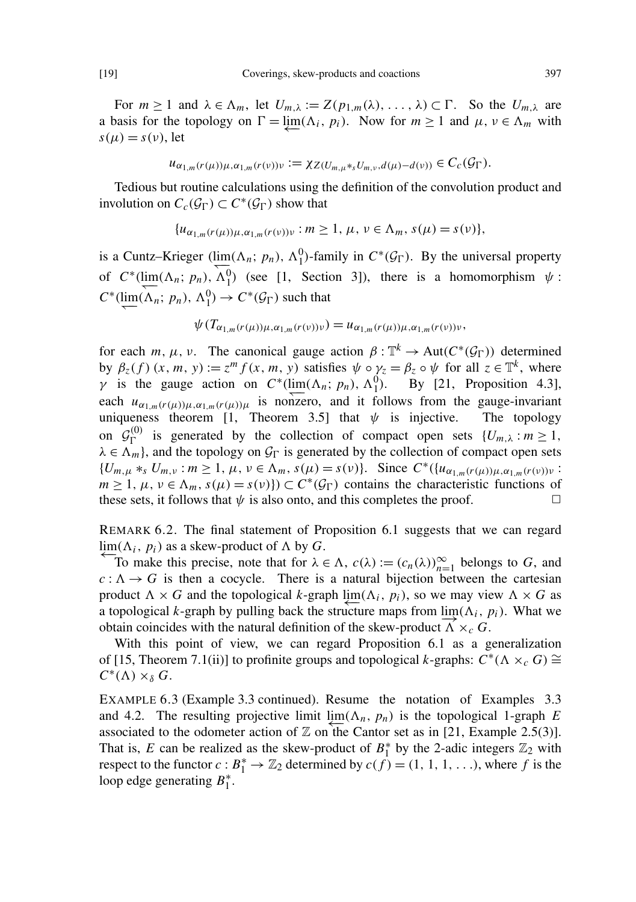For $m \geq 1$ and $\lambda \in \Lambda_m$, let $U_{m,\lambda} := Z(p_{1,m}(\lambda), \ldots, \lambda) \subset \Gamma$. So the $U_{m,\lambda}$ are a basis for the topology on $\Gamma = \varprojlim(\Lambda_i, p_i)$. Now for $m \geq 1$ and $\mu, \nu \in \Lambda_m$ with $s(\mu) = s(\nu)$, let

$$u_{\alpha_{1,m}(r(\mu))\mu, \alpha_{1,m}(r(\nu))\nu} := \chi_{Z(U_{m,\mu} *_s U_{m,\nu}, d(\mu)-d(\nu))} \in C_c(\mathcal{G}_\Gamma).$$

Tedious but routine calculations using the definition of the convolution product and involution on $C_c(\mathcal{G}_\Gamma) \subset C^*(\mathcal{G}_\Gamma)$ show that

$$\{u_{\alpha_{1,m}(r(\mu))\mu, \alpha_{1,m}(r(\nu))\nu} : m \geq 1, \mu, \nu \in \Lambda_m, s(\mu) = s(\nu)\},$$

is a Cuntz–Krieger $(\varprojlim(\Lambda_n; p_n), \Lambda_1^0)$-family in $C^*(\mathcal{G}_\Gamma)$. By the universal property of $C^*(\varprojlim(\Lambda_n; p_n), \Lambda_1^0)$ (see [1, Section 3]), there is a homomorphism $\psi : C^*(\varprojlim(\Lambda_n; p_n), \Lambda_1^0) \to C^*(\mathcal{G}_\Gamma)$ such that

$$\psi(T_{\alpha_{1,m}(r(\mu))\mu, \alpha_{1,m}(r(\nu))\nu}) = u_{\alpha_{1,m}(r(\mu))\mu, \alpha_{1,m}(r(\nu))\nu},$$

for each $m, \mu, \nu$. The canonical gauge action $\beta : \mathbb{T}^k \to \operatorname{Aut}(C^*(\mathcal{G}_\Gamma))$ determined by $\beta_z(f)(x, m, y) := z^m f(x, m, y)$ satisfies $\psi \circ \gamma_z = \beta_z \circ \psi$ for all $z \in \mathbb{T}^k$, where $\gamma$ is the gauge action on $C^*(\varprojlim(\Lambda_n; p_n), \Lambda_1^0)$. By [21, Proposition 4.3], each $u_{\alpha_{1,m}(r(\mu))\mu, \alpha_{1,m}(r(\mu))\mu}$ is nonzero, and it follows from the gauge-invariant uniqueness theorem [1, Theorem 3.5] that $\psi$ is injective. The topology on $\mathcal{G}_\Gamma^{(0)}$ is generated by the collection of compact open sets $\{U_{m,\lambda} : m \geq 1, \lambda \in \Lambda_m\}$, and the topology on $\mathcal{G}_\Gamma$ is generated by the collection of compact open sets $\{U_{m,\mu} *_s U_{m,\nu} : m \geq 1, \mu, \nu \in \Lambda_m, s(\mu) = s(\nu)\}$. Since $C^*(\{u_{\alpha_{1,m}(r(\mu))\mu, \alpha_{1,m}(r(\nu))\nu} : m \geq 1, \mu, \nu \in \Lambda_m, s(\mu) = s(\nu)\}) \subset C^*(\mathcal{G}_\Gamma)$ contains the characteristic functions of these sets, it follows that $\psi$ is also onto, and this completes the proof. $\square$

REMARK 6.2. The final statement of Proposition 6.1 suggests that we can regard $\varprojlim(\Lambda_i, p_i)$ as a skew-product of $\Lambda$ by $G$.

To make this precise, note that for $\lambda \in \Lambda$, $c(\lambda) := (c_n(\lambda))_{n=1}^{\infty}$ belongs to $G$, and $c : \Lambda \to G$ is then a cocycle. There is a natural bijection between the cartesian product $\Lambda \times G$ and the topological $k$-graph $\varprojlim(\Lambda_i, p_i)$, so we may view $\Lambda \times G$ as a topological $k$-graph by pulling back the structure maps from $\varinjlim(\Lambda_i, p_i)$. What we obtain coincides with the natural definition of the skew-product $\overrightarrow{\Lambda} \times_c G$.

With this point of view, we can regard Proposition 6.1 as a generalization of [15, Theorem 7.1(ii)] to profinite groups and topological $k$-graphs: $C^*(\Lambda \times_c G) \cong C^*(\Lambda) \times_\delta G$.

EXAMPLE 6.3 (Example 3.3 continued). Resume the notation of Examples 3.3 and 4.2. The resulting projective limit $\varprojlim(\Lambda_n, p_n)$ is the topological 1-graph $E$ associated to the odometer action of $\mathbb{Z}$ on the Cantor set as in [21, Example 2.5(3)]. That is, $E$ can be realized as the skew-product of $B_1^*$ by the 2-adic integers $\mathbb{Z}_2$ with respect to the functor $c : B_1^* \to \mathbb{Z}_2$ determined by $c(f) = (1, 1, 1, \ldots)$, where $f$ is the loop edge generating $B_1^*$.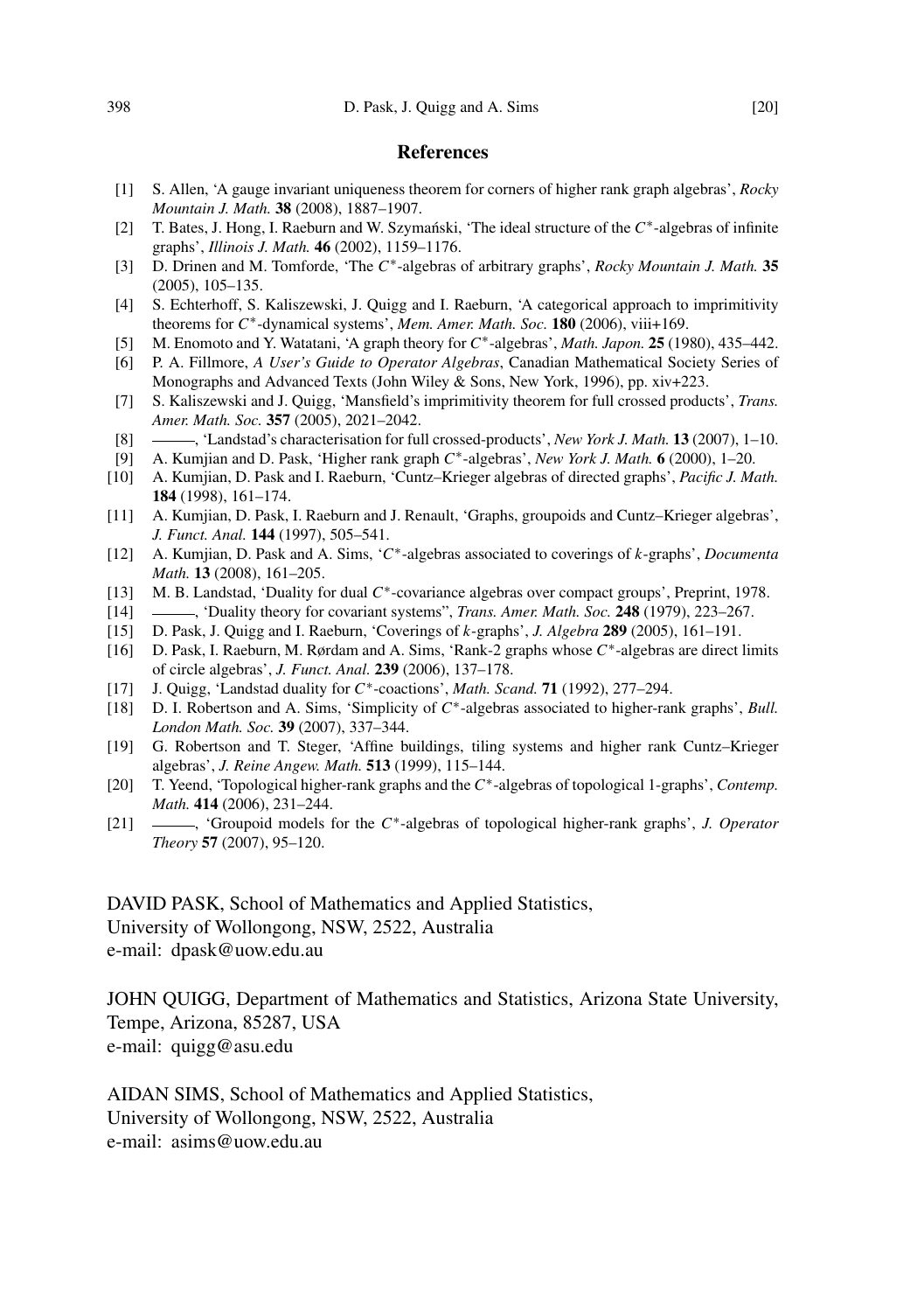## References

[1] S. Allen, 'A gauge invariant uniqueness theorem for corners of higher rank graph algebras', *Rocky Mountain J. Math.* **38** (2008), 1887–1907.

[2] T. Bates, J. Hong, I. Raeburn and W. Szymański, 'The ideal structure of the $C^*$-algebras of infinite graphs', *Illinois J. Math.* **46** (2002), 1159–1176.

[3] D. Drinen and M. Tomforde, 'The $C^*$-algebras of arbitrary graphs', *Rocky Mountain J. Math.* **35** (2005), 105–135.

[4] S. Echterhoff, S. Kaliszewski, J. Quigg and I. Raeburn, 'A categorical approach to imprimitivity theorems for $C^*$-dynamical systems', *Mem. Amer. Math. Soc.* **180** (2006), viii+169.

[5] M. Enomoto and Y. Watatani, 'A graph theory for $C^*$-algebras', *Math. Japon.* **25** (1980), 435–442.

[6] P. A. Fillmore, *A User's Guide to Operator Algebras*, Canadian Mathematical Society Series of Monographs and Advanced Texts (John Wiley & Sons, New York, 1996), pp. xiv+223.

[7] S. Kaliszewski and J. Quigg, 'Mansfield's imprimitivity theorem for full crossed products', *Trans. Amer. Math. Soc.* **357** (2005), 2021–2042.

[8] ———, 'Landstad's characterisation for full crossed-products', *New York J. Math.* **13** (2007), 1–10.

[9] A. Kumjian and D. Pask, 'Higher rank graph $C^*$-algebras', *New York J. Math.* **6** (2000), 1–20.

[10] A. Kumjian, D. Pask and I. Raeburn, 'Cuntz–Krieger algebras of directed graphs', *Pacific J. Math.* **184** (1998), 161–174.

[11] A. Kumjian, D. Pask, I. Raeburn and J. Renault, 'Graphs, groupoids and Cuntz–Krieger algebras', *J. Funct. Anal.* **144** (1997), 505–541.

[12] A. Kumjian, D. Pask and A. Sims, '$C^*$-algebras associated to coverings of $k$-graphs', *Documenta Math.* **13** (2008), 161–205.

[13] M. B. Landstad, 'Duality for dual $C^*$-covariance algebras over compact groups', Preprint, 1978.

[14] ———, 'Duality theory for covariant systems", *Trans. Amer. Math. Soc.* **248** (1979), 223–267.

[15] D. Pask, J. Quigg and I. Raeburn, 'Coverings of $k$-graphs', *J. Algebra* **289** (2005), 161–191.

[16] D. Pask, I. Raeburn, M. Rørdam and A. Sims, 'Rank-2 graphs whose $C^*$-algebras are direct limits of circle algebras', *J. Funct. Anal.* **239** (2006), 137–178.

[17] J. Quigg, 'Landstad duality for $C^*$-coactions', *Math. Scand.* **71** (1992), 277–294.

[18] D. I. Robertson and A. Sims, 'Simplicity of $C^*$-algebras associated to higher-rank graphs', *Bull. London Math. Soc.* **39** (2007), 337–344.

[19] G. Robertson and T. Steger, 'Affine buildings, tiling systems and higher rank Cuntz–Krieger algebras', *J. Reine Angew. Math.* **513** (1999), 115–144.

[20] T. Yeend, 'Topological higher-rank graphs and the $C^*$-algebras of topological 1-graphs', *Contemp. Math.* **414** (2006), 231–244.

[21] ———, 'Groupoid models for the $C^*$-algebras of topological higher-rank graphs', *J. Operator Theory* **57** (2007), 95–120.

DAVID PASK, School of Mathematics and Applied Statistics,
University of Wollongong, NSW, 2522, Australia
e-mail: dpask@uow.edu.au

JOHN QUIGG, Department of Mathematics and Statistics, Arizona State University,
Tempe, Arizona, 85287, USA
e-mail: quigg@asu.edu

AIDAN SIMS, School of Mathematics and Applied Statistics,
University of Wollongong, NSW, 2522, Australia
e-mail: asims@uow.edu.au